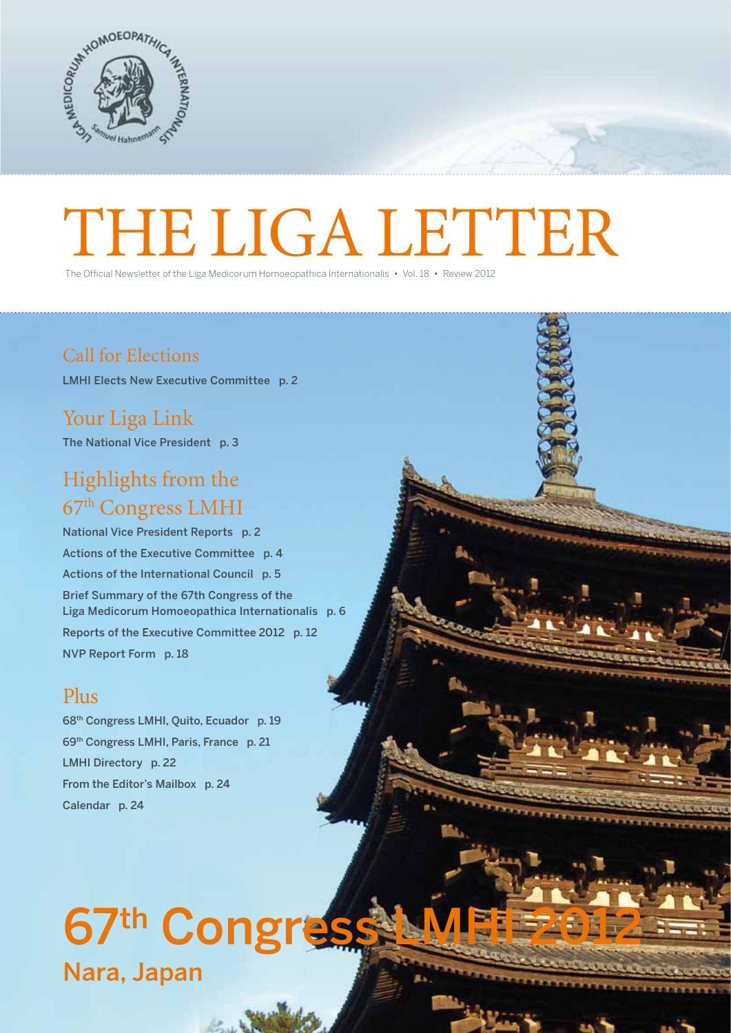# THE LIGA LETTER

The Official Newsletter of the Liga Medicorum Homoeopathica Internationalis • Vol. 18 • Review 2012

## Call for Elections

**LMHI Elects New Executive Committee p. 2**

## Your Liga Link

**The National Vice President p. 3**

## Highlights from the 67th Congress LMHI

**National Vice President Reports p. 2**

**Actions of the Executive Committee p. 4**

**Actions of the International Council p. 5**

**Brief Summary of the 67th Congress of the Liga Medicorum Homoeopathica Internationalis p. 6**

**Reports of the Executive Committee 2012 p. 12**

**NVP Report Form p. 18**

## Plus

**68th Congress LMHI, Quito, Ecuador p. 19**

**69th Congress LMHI, Paris, France p. 21**

**LMHI Directory p. 22**

**From the Editor's Mailbox p. 24**

**Calendar p. 24**

# 67th Congress LMHI 2012

## Nara, Japan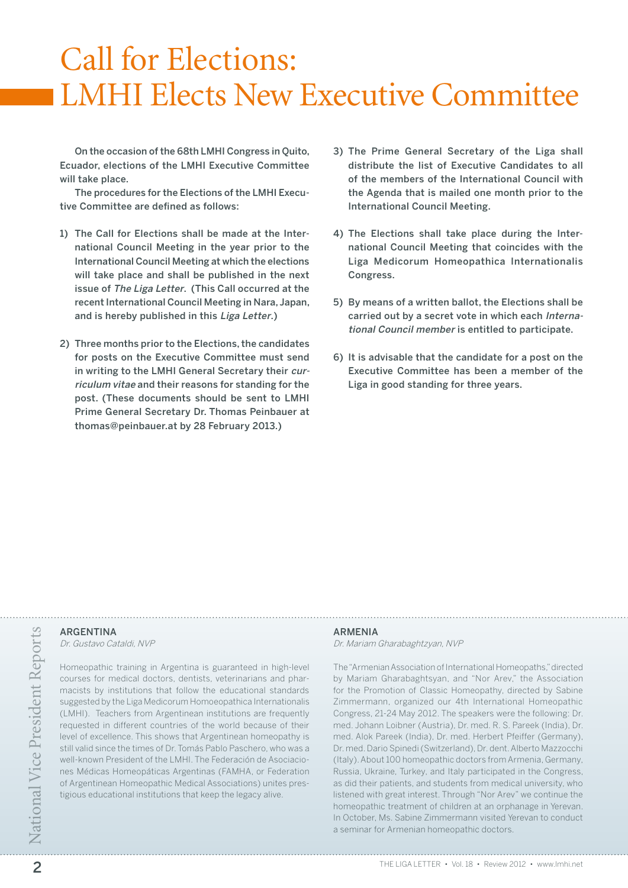# Call for Elections: LMHI Elects New Executive Committee

On the occasion of the 68th LMHI Congress in Quito, Ecuador, elections of the LMHI Executive Committee will take place.

The procedures for the Elections of the LMHI Executive Committee are defined as follows:

1) The Call for Elections shall be made at the International Council Meeting in the year prior to the International Council Meeting at which the elections will take place and shall be published in the next issue of *The Liga Letter*. (This Call occurred at the recent International Council Meeting in Nara, Japan, and is hereby published in this *Liga Letter*.)

2) Three months prior to the Elections, the candidates for posts on the Executive Committee must send in writing to the LMHI General Secretary their *curriculum vitae* and their reasons for standing for the post. (These documents should be sent to LMHI Prime General Secretary Dr. Thomas Peinbauer at thomas@peinbauer.at by 28 February 2013.)

3) The Prime General Secretary of the Liga shall distribute the list of Executive Candidates to all of the members of the International Council with the Agenda that is mailed one month prior to the International Council Meeting.

4) The Elections shall take place during the International Council Meeting that coincides with the Liga Medicorum Homeopathica Internationalis Congress.

5) By means of a written ballot, the Elections shall be carried out by a secret vote in which each *International Council member* is entitled to participate.

6) It is advisable that the candidate for a post on the Executive Committee has been a member of the Liga in good standing for three years.

## National Vice President Reports

### ARGENTINA

*Dr. Gustavo Cataldi, NVP*

Homeopathic training in Argentina is guaranteed in high-level courses for medical doctors, dentists, veterinarians and pharmacists by institutions that follow the educational standards suggested by the Liga Medicorum Homoeopathica Internationalis (LMHI). Teachers from Argentinean institutions are frequently requested in different countries of the world because of their level of excellence. This shows that Argentinean homeopathy is still valid since the times of Dr. Tomás Pablo Paschero, who was a well-known President of the LMHI. The Federación de Asociaciones Médicas Homeopáticas Argentinas (FAMHA, or Federation of Argentinean Homeopathic Medical Associations) unites prestigious educational institutions that keep the legacy alive.

### ARMENIA

*Dr. Mariam Gharabaghtzyan, NVP*

The "Armenian Association of International Homeopaths," directed by Mariam Gharabaghtsyan, and "Nor Arev," the Association for the Promotion of Classic Homeopathy, directed by Sabine Zimmermann, organized our 4th International Homeopathic Congress, 21-24 May 2012. The speakers were the following: Dr. med. Johann Loibner (Austria), Dr. med. R. S. Pareek (India), Dr. med. Alok Pareek (India), Dr. med. Herbert Pfeiffer (Germany), Dr. med. Dario Spinedi (Switzerland), Dr. dent. Alberto Mazzocchi (Italy). About 100 homeopathic doctors from Armenia, Germany, Russia, Ukraine, Turkey, and Italy participated in the Congress, as did their patients, and students from medical university, who listened with great interest. Through "Nor Arev" we continue the homeopathic treatment of children at an orphanage in Yerevan. In October, Ms. Sabine Zimmermann visited Yerevan to conduct a seminar for Armenian homeopathic doctors.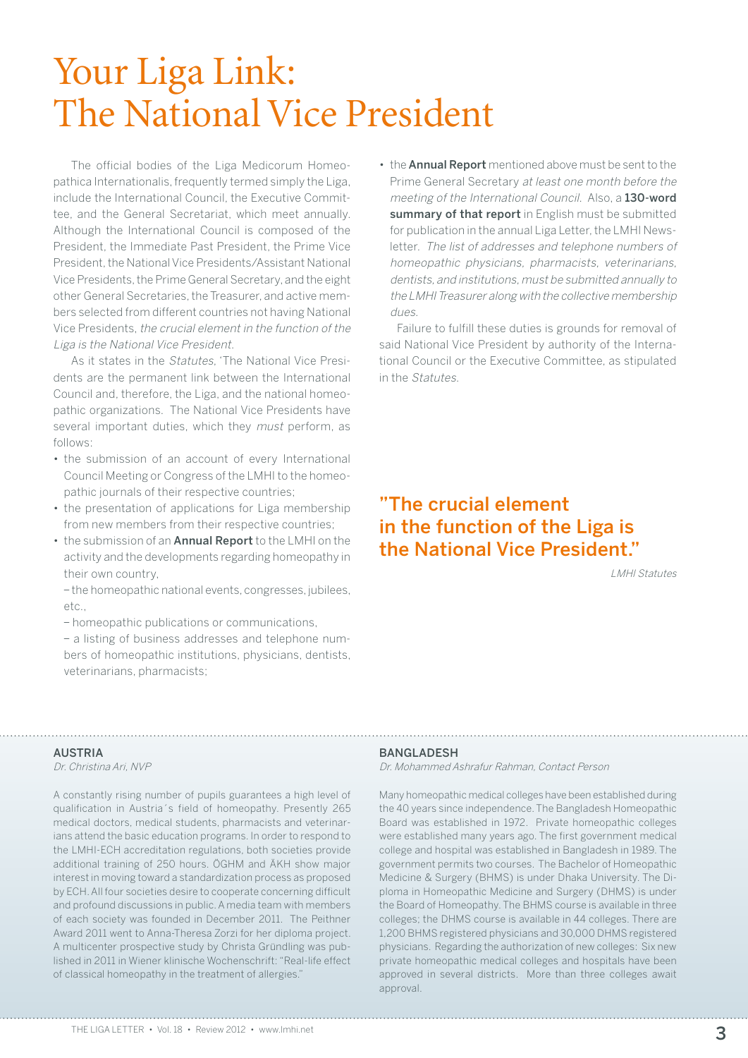# Your Liga Link: The National Vice President

The official bodies of the Liga Medicorum Homeopathica Internationalis, frequently termed simply the Liga, include the International Council, the Executive Committee, and the General Secretariat, which meet annually. Although the International Council is composed of the President, the Immediate Past President, the Prime Vice President, the National Vice Presidents/Assistant National Vice Presidents, the Prime General Secretary, and the eight other General Secretaries, the Treasurer, and active members selected from different countries not having National Vice Presidents, *the crucial element in the function of the Liga is the National Vice President*.

As it states in the *Statutes*, 'The National Vice Presidents are the permanent link between the International Council and, therefore, the Liga, and the national homeopathic organizations. The National Vice Presidents have several important duties, which they *must* perform, as follows:

- the submission of an account of every International Council Meeting or Congress of the LMHI to the homeopathic journals of their respective countries;
- the presentation of applications for Liga membership from new members from their respective countries;
- the submission of an **Annual Report** to the LMHI on the activity and the developments regarding homeopathy in their own country,

  – the homeopathic national events, congresses, jubilees, etc.,

  – homeopathic publications or communications,

  – a listing of business addresses and telephone numbers of homeopathic institutions, physicians, dentists, veterinarians, pharmacists;
- the **Annual Report** mentioned above must be sent to the Prime General Secretary *at least one month before the meeting of the International Council*. Also, a **130-word summary of that report** in English must be submitted for publication in the annual Liga Letter, the LMHI Newsletter. *The list of addresses and telephone numbers of homeopathic physicians, pharmacists, veterinarians, dentists, and institutions, must be submitted annually to the LMHI Treasurer along with the collective membership dues.*

Failure to fulfill these duties is grounds for removal of said National Vice President by authority of the International Council or the Executive Committee, as stipulated in the *Statutes*.

> **"The crucial element in the function of the Liga is the National Vice President."**
>
> *LMHI Statutes*

## AUSTRIA

*Dr. Christina Ari, NVP*

A constantly rising number of pupils guarantees a high level of qualification in Austria´s field of homeopathy. Presently 265 medical doctors, medical students, pharmacists and veterinarians attend the basic education programs. In order to respond to the LMHI-ECH accreditation regulations, both societies provide additional training of 250 hours. ÖGHM and ÄKH show major interest in moving toward a standardization process as proposed by ECH. All four societies desire to cooperate concerning difficult and profound discussions in public. A media team with members of each society was founded in December 2011. The Peithner Award 2011 went to Anna-Theresa Zorzi for her diploma project. A multicenter prospective study by Christa Gründling was published in 2011 in Wiener klinische Wochenschrift: "Real-life effect of classical homeopathy in the treatment of allergies."

## BANGLADESH

*Dr. Mohammed Ashrafur Rahman, Contact Person*

Many homeopathic medical colleges have been established during the 40 years since independence. The Bangladesh Homeopathic Board was established in 1972. Private homeopathic colleges were established many years ago. The first government medical college and hospital was established in Bangladesh in 1989. The government permits two courses. The Bachelor of Homeopathic Medicine & Surgery (BHMS) is under Dhaka University. The Diploma in Homeopathic Medicine and Surgery (DHMS) is under the Board of Homeopathy. The BHMS course is available in three colleges; the DHMS course is available in 44 colleges. There are 1,200 BHMS registered physicians and 30,000 DHMS registered physicians. Regarding the authorization of new colleges: Six new private homeopathic medical colleges and hospitals have been approved in several districts. More than three colleges await approval.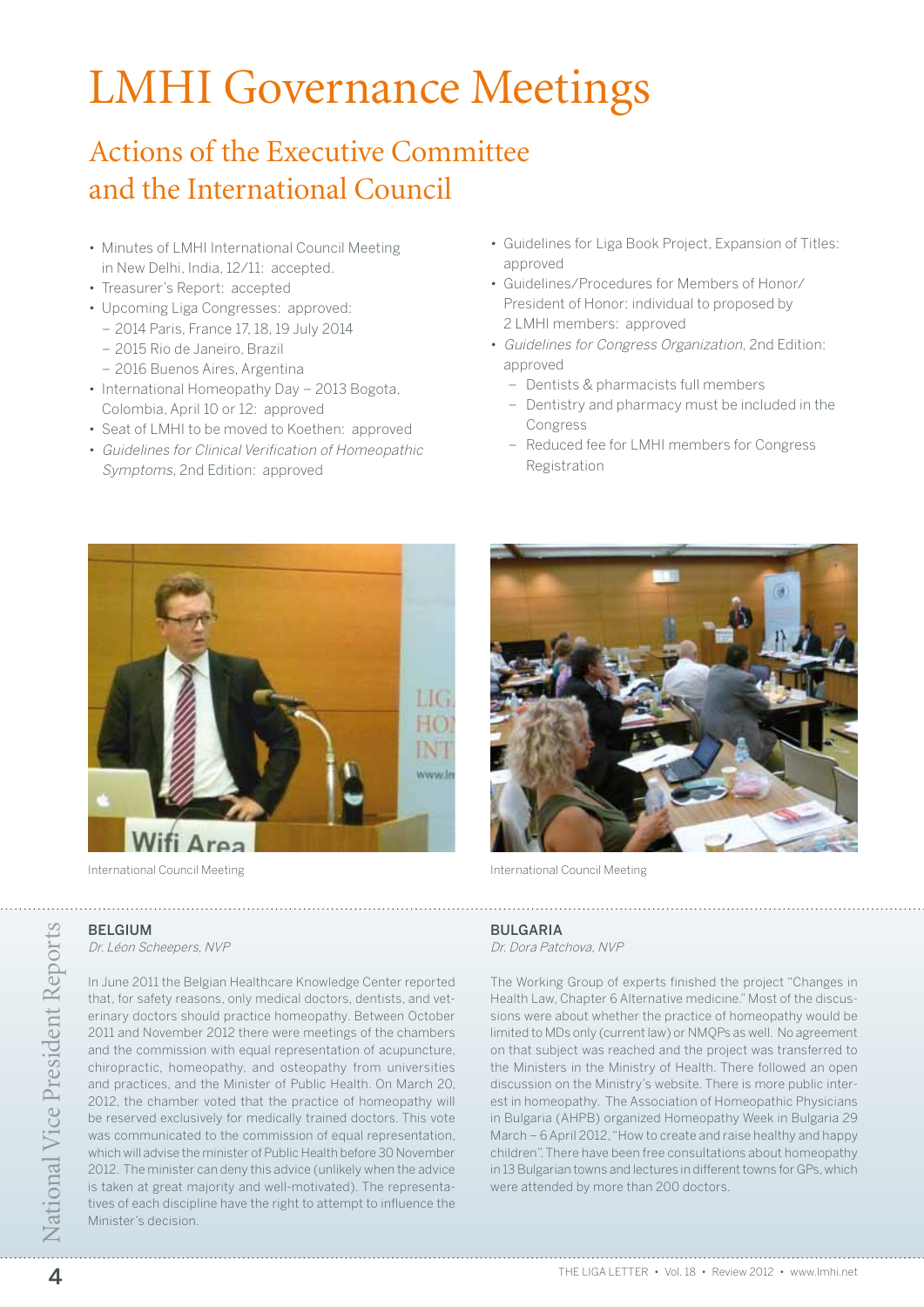# LMHI Governance Meetings

## Actions of the Executive Committee and the International Council

- Minutes of LMHI International Council Meeting in New Delhi, India, 12/11: accepted.
- Treasurer's Report: accepted
- Upcoming Liga Congresses: approved:
  - 2014 Paris, France 17, 18, 19 July 2014
  - 2015 Rio de Janeiro, Brazil
  - 2016 Buenos Aires, Argentina
- International Homeopathy Day – 2013 Bogota, Colombia, April 10 or 12: approved
- Seat of LMHI to be moved to Koethen: approved
- *Guidelines for Clinical Verification of Homeopathic Symptoms*, 2nd Edition: approved
- Guidelines for Liga Book Project, Expansion of Titles: approved
- Guidelines/Procedures for Members of Honor/ President of Honor: individual to proposed by 2 LMHI members: approved
- *Guidelines for Congress Organization*, 2nd Edition: approved
  - Dentists & pharmacists full members
  - Dentistry and pharmacy must be included in the Congress
  - Reduced fee for LMHI members for Congress Registration

International Council Meeting

International Council Meeting

## National Vice President Reports

### BELGIUM

*Dr. Léon Scheepers, NVP*

In June 2011 the Belgian Healthcare Knowledge Center reported that, for safety reasons, only medical doctors, dentists, and veterinary doctors should practice homeopathy. Between October 2011 and November 2012 there were meetings of the chambers and the commission with equal representation of acupuncture, chiropractic, homeopathy, and osteopathy from universities and practices, and the Minister of Public Health. On March 20, 2012, the chamber voted that the practice of homeopathy will be reserved exclusively for medically trained doctors. This vote was communicated to the commission of equal representation, which will advise the minister of Public Health before 30 November 2012. The minister can deny this advice (unlikely when the advice is taken at great majority and well-motivated). The representatives of each discipline have the right to attempt to influence the Minister's decision.

### BULGARIA

*Dr. Dora Patchova, NVP*

The Working Group of experts finished the project "Changes in Health Law, Chapter 6 Alternative medicine." Most of the discussions were about whether the practice of homeopathy would be limited to MDs only (current law) or NMQPs as well. No agreement on that subject was reached and the project was transferred to the Ministers in the Ministry of Health. There followed an open discussion on the Ministry's website. There is more public interest in homeopathy. The Association of Homeopathic Physicians in Bulgaria (AHPB) organized Homeopathy Week in Bulgaria 29 March – 6 April 2012, "How to create and raise healthy and happy children". There have been free consultations about homeopathy in 13 Bulgarian towns and lectures in different towns for GPs, which were attended by more than 200 doctors.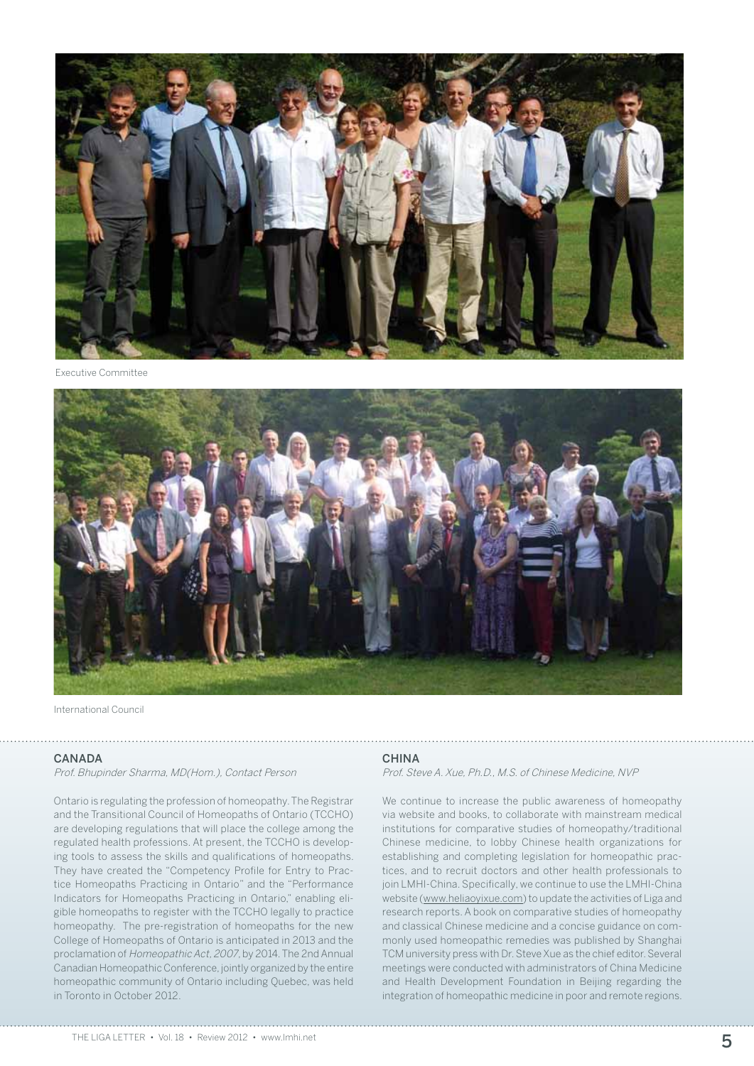Executive Committee

International Council

## CANADA

*Prof. Bhupinder Sharma, MD(Hom.), Contact Person*

Ontario is regulating the profession of homeopathy. The Registrar and the Transitional Council of Homeopaths of Ontario (TCCHO) are developing regulations that will place the college among the regulated health professions. At present, the TCCHO is developing tools to assess the skills and qualifications of homeopaths. They have created the "Competency Profile for Entry to Practice Homeopaths Practicing in Ontario" and the "Performance Indicators for Homeopaths Practicing in Ontario," enabling eligible homeopaths to register with the TCCHO legally to practice homeopathy. The pre-registration of homeopaths for the new College of Homeopaths of Ontario is anticipated in 2013 and the proclamation of *Homeopathic Act, 2007*, by 2014. The 2nd Annual Canadian Homeopathic Conference, jointly organized by the entire homeopathic community of Ontario including Quebec, was held in Toronto in October 2012.

## CHINA

*Prof. Steve A. Xue, Ph.D., M.S. of Chinese Medicine, NVP*

We continue to increase the public awareness of homeopathy via website and books, to collaborate with mainstream medical institutions for comparative studies of homeopathy/traditional Chinese medicine, to lobby Chinese health organizations for establishing and completing legislation for homeopathic practices, and to recruit doctors and other health professionals to join LMHI-China. Specifically, we continue to use the LMHI-China website (www.heliaoyixue.com) to update the activities of Liga and research reports. A book on comparative studies of homeopathy and classical Chinese medicine and a concise guidance on commonly used homeopathic remedies was published by Shanghai TCM university press with Dr. Steve Xue as the chief editor. Several meetings were conducted with administrators of China Medicine and Health Development Foundation in Beijing regarding the integration of homeopathic medicine in poor and remote regions.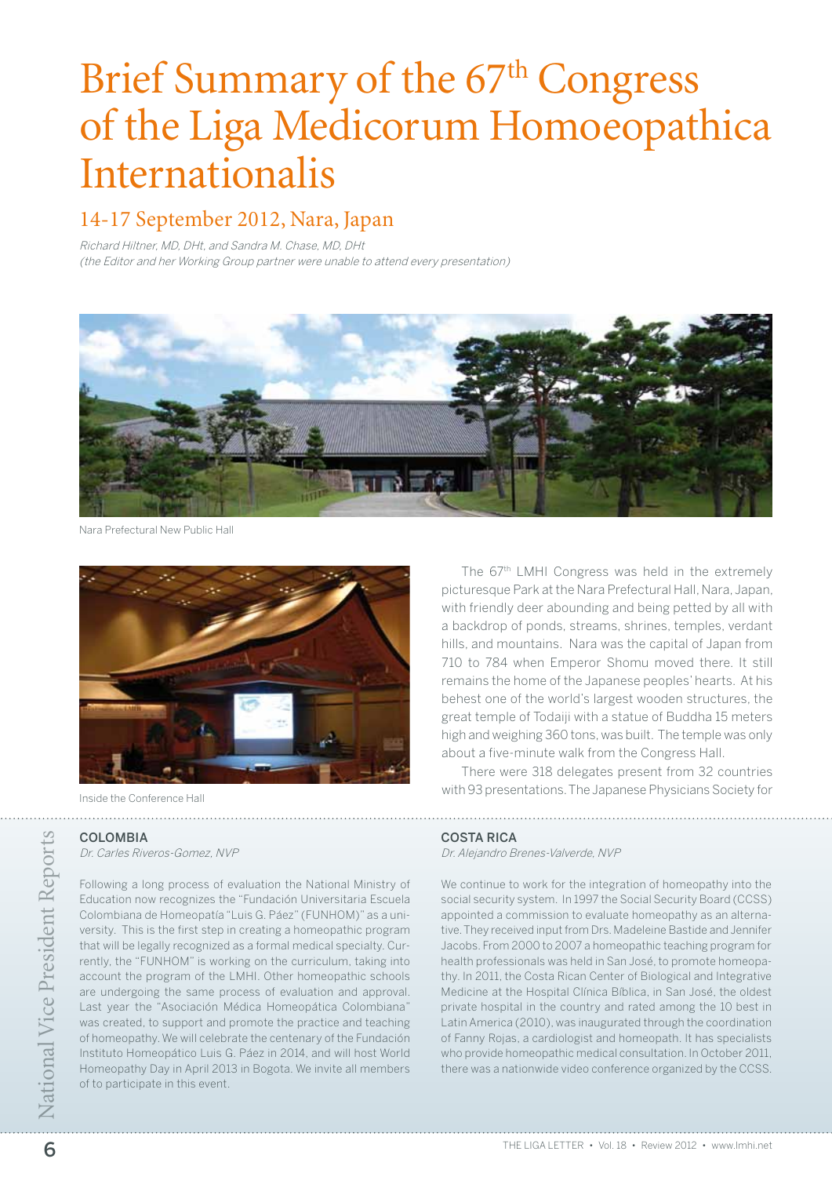# Brief Summary of the 67th Congress of the Liga Medicorum Homoeopathica Internationalis

## 14-17 September 2012, Nara, Japan

*Richard Hiltner, MD, DHt, and Sandra M. Chase, MD, DHt*
*(the Editor and her Working Group partner were unable to attend every presentation)*

Nara Prefectural New Public Hall

Inside the Conference Hall

The 67th LMHI Congress was held in the extremely picturesque Park at the Nara Prefectural Hall, Nara, Japan, with friendly deer abounding and being petted by all with a backdrop of ponds, streams, shrines, temples, verdant hills, and mountains. Nara was the capital of Japan from 710 to 784 when Emperor Shomu moved there. It still remains the home of the Japanese peoples' hearts. At his behest one of the world's largest wooden structures, the great temple of Todaiji with a statue of Buddha 15 meters high and weighing 360 tons, was built. The temple was only about a five-minute walk from the Congress Hall.

There were 318 delegates present from 32 countries with 93 presentations. The Japanese Physicians Society for

### COLOMBIA

*Dr. Carles Riveros-Gomez, NVP*

Following a long process of evaluation the National Ministry of Education now recognizes the "Fundación Universitaria Escuela Colombiana de Homeopatía "Luis G. Páez" (FUNHOM)" as a university. This is the first step in creating a homeopathic program that will be legally recognized as a formal medical specialty. Currently, the "FUNHOM" is working on the curriculum, taking into account the program of the LMHI. Other homeopathic schools are undergoing the same process of evaluation and approval. Last year the "Asociación Médica Homeopática Colombiana" was created, to support and promote the practice and teaching of homeopathy. We will celebrate the centenary of the Fundación Instituto Homeopático Luis G. Páez in 2014, and will host World Homeopathy Day in April 2013 in Bogota. We invite all members of to participate in this event.

### COSTA RICA

*Dr. Alejandro Brenes-Valverde, NVP*

We continue to work for the integration of homeopathy into the social security system. In 1997 the Social Security Board (CCSS) appointed a commission to evaluate homeopathy as an alternative. They received input from Drs. Madeleine Bastide and Jennifer Jacobs. From 2000 to 2007 a homeopathic teaching program for health professionals was held in San José, to promote homeopathy. In 2011, the Costa Rican Center of Biological and Integrative Medicine at the Hospital Clínica Bíblica, in San José, the oldest private hospital in the country and rated among the 10 best in Latin America (2010), was inaugurated through the coordination of Fanny Rojas, a cardiologist and homeopath. It has specialists who provide homeopathic medical consultation. In October 2011, there was a nationwide video conference organized by the CCSS.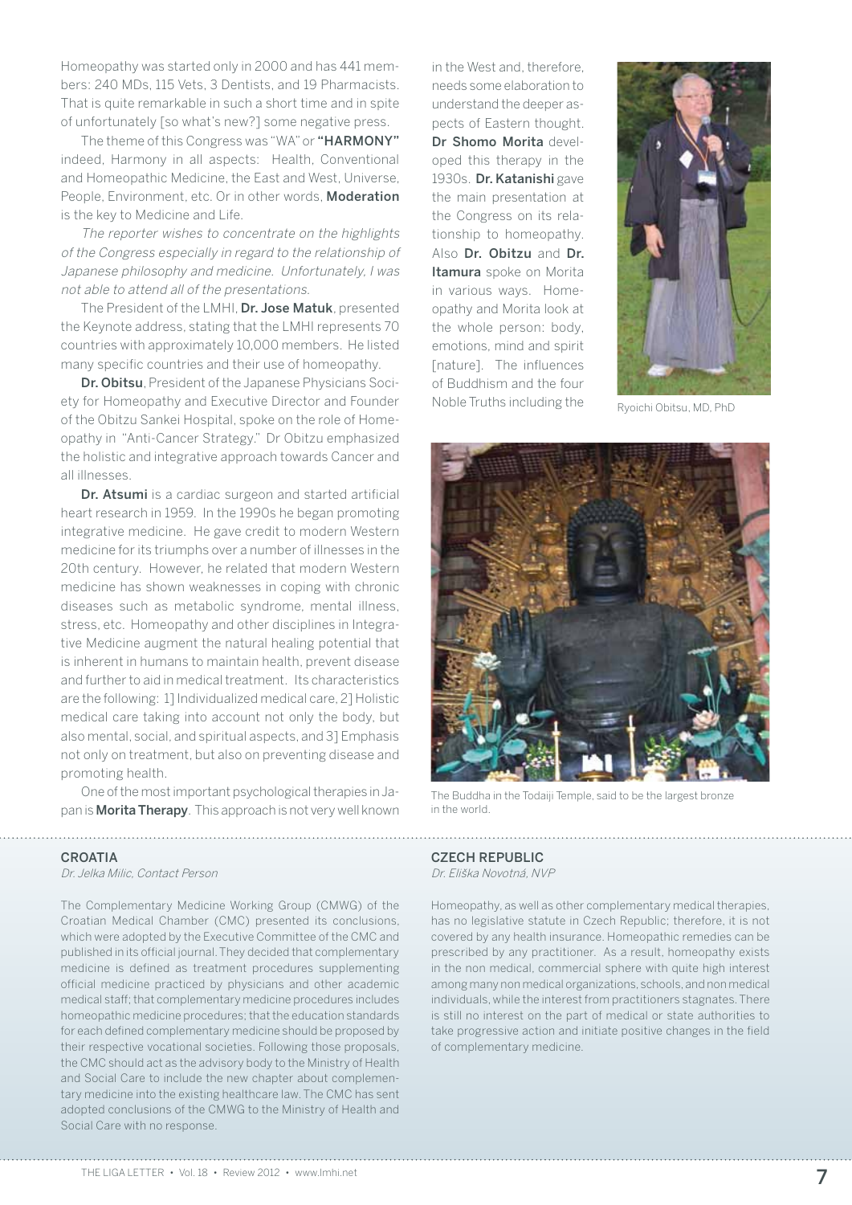Homeopathy was started only in 2000 and has 441 members: 240 MDs, 115 Vets, 3 Dentists, and 19 Pharmacists. That is quite remarkable in such a short time and in spite of unfortunately [so what's new?] some negative press.

The theme of this Congress was "WA" or **"HARMONY"** indeed, Harmony in all aspects: Health, Conventional and Homeopathic Medicine, the East and West, Universe, People, Environment, etc. Or in other words, **Moderation** is the key to Medicine and Life.

*The reporter wishes to concentrate on the highlights of the Congress especially in regard to the relationship of Japanese philosophy and medicine. Unfortunately, I was not able to attend all of the presentations.*

The President of the LMHI, **Dr. Jose Matuk**, presented the Keynote address, stating that the LMHI represents 70 countries with approximately 10,000 members. He listed many specific countries and their use of homeopathy.

**Dr. Obitsu**, President of the Japanese Physicians Society for Homeopathy and Executive Director and Founder of the Obitzu Sankei Hospital, spoke on the role of Homeopathy in "Anti-Cancer Strategy." Dr Obitzu emphasized the holistic and integrative approach towards Cancer and all illnesses.

**Dr. Atsumi** is a cardiac surgeon and started artificial heart research in 1959. In the 1990s he began promoting integrative medicine. He gave credit to modern Western medicine for its triumphs over a number of illnesses in the 20th century. However, he related that modern Western medicine has shown weaknesses in coping with chronic diseases such as metabolic syndrome, mental illness, stress, etc. Homeopathy and other disciplines in Integrative Medicine augment the natural healing potential that is inherent in humans to maintain health, prevent disease and further to aid in medical treatment. Its characteristics are the following: 1] Individualized medical care, 2] Holistic medical care taking into account not only the body, but also mental, social, and spiritual aspects, and 3] Emphasis not only on treatment, but also on preventing disease and promoting health.

One of the most important psychological therapies in Japan is **Morita Therapy**. This approach is not very well known in the West and, therefore, needs some elaboration to understand the deeper aspects of Eastern thought. **Dr Shomo Morita** developed this therapy in the 1930s. **Dr. Katanishi** gave the main presentation at the Congress on its relationship to homeopathy. Also **Dr. Obitzu** and **Dr. Itamura** spoke on Morita in various ways. Homeopathy and Morita look at the whole person: body, emotions, mind and spirit [nature]. The influences of Buddhism and the four Noble Truths including the

Ryoichi Obitsu, MD, PhD

The Buddha in the Todaiji Temple, said to be the largest bronze in the world.

## CROATIA

*Dr. Jelka Milic, Contact Person*

The Complementary Medicine Working Group (CMWG) of the Croatian Medical Chamber (CMC) presented its conclusions, which were adopted by the Executive Committee of the CMC and published in its official journal. They decided that complementary medicine is defined as treatment procedures supplementing official medicine practiced by physicians and other academic medical staff; that complementary medicine procedures includes homeopathic medicine procedures; that the education standards for each defined complementary medicine should be proposed by their respective vocational societies. Following those proposals, the CMC should act as the advisory body to the Ministry of Health and Social Care to include the new chapter about complementary medicine into the existing healthcare law. The CMC has sent adopted conclusions of the CMWG to the Ministry of Health and Social Care with no response.

## CZECH REPUBLIC

*Dr. Eliška Novotná, NVP*

Homeopathy, as well as other complementary medical therapies, has no legislative statute in Czech Republic; therefore, it is not covered by any health insurance. Homeopathic remedies can be prescribed by any practitioner. As a result, homeopathy exists in the non medical, commercial sphere with quite high interest among many non medical organizations, schools, and non medical individuals, while the interest from practitioners stagnates. There is still no interest on the part of medical or state authorities to take progressive action and initiate positive changes in the field of complementary medicine.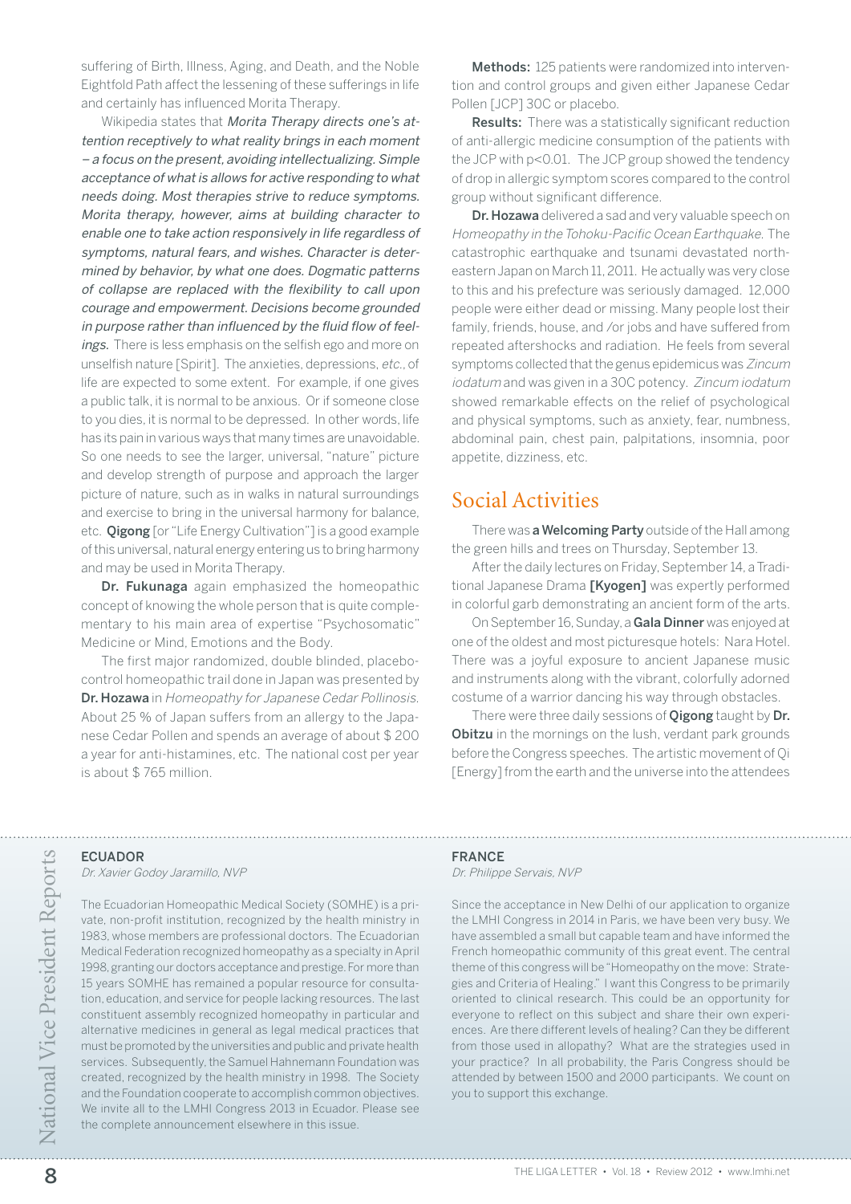suffering of Birth, Illness, Aging, and Death, and the Noble Eightfold Path affect the lessening of these sufferings in life and certainly has influenced Morita Therapy.

Wikipedia states that *Morita Therapy directs one's attention receptively to what reality brings in each moment – a focus on the present, avoiding intellectualizing. Simple acceptance of what is allows for active responding to what needs doing. Most therapies strive to reduce symptoms. Morita therapy, however, aims at building character to enable one to take action responsively in life regardless of symptoms, natural fears, and wishes. Character is determined by behavior, by what one does. Dogmatic patterns of collapse are replaced with the flexibility to call upon courage and empowerment. Decisions become grounded in purpose rather than influenced by the fluid flow of feelings.* There is less emphasis on the selfish ego and more on unselfish nature [Spirit]. The anxieties, depressions, *etc.*, of life are expected to some extent. For example, if one gives a public talk, it is normal to be anxious. Or if someone close to you dies, it is normal to be depressed. In other words, life has its pain in various ways that many times are unavoidable. So one needs to see the larger, universal, "nature" picture and develop strength of purpose and approach the larger picture of nature, such as in walks in natural surroundings and exercise to bring in the universal harmony for balance, etc. **Qigong** [or "Life Energy Cultivation"] is a good example of this universal, natural energy entering us to bring harmony and may be used in Morita Therapy.

**Dr. Fukunaga** again emphasized the homeopathic concept of knowing the whole person that is quite complementary to his main area of expertise "Psychosomatic" Medicine or Mind, Emotions and the Body.

The first major randomized, double blinded, placebo-control homeopathic trail done in Japan was presented by **Dr. Hozawa** in *Homeopathy for Japanese Cedar Pollinosis*. About 25 % of Japan suffers from an allergy to the Japanese Cedar Pollen and spends an average of about $ 200 a year for anti-histamines, etc. The national cost per year is about $ 765 million.

**Methods:** 125 patients were randomized into intervention and control groups and given either Japanese Cedar Pollen [JCP] 30C or placebo.

**Results:** There was a statistically significant reduction of anti-allergic medicine consumption of the patients with the JCP with $p<0.01$. The JCP group showed the tendency of drop in allergic symptom scores compared to the control group without significant difference.

**Dr. Hozawa** delivered a sad and very valuable speech on *Homeopathy in the Tohoku-Pacific Ocean Earthquake*. The catastrophic earthquake and tsunami devastated northeastern Japan on March 11, 2011. He actually was very close to this and his prefecture was seriously damaged. 12,000 people were either dead or missing. Many people lost their family, friends, house, and /or jobs and have suffered from repeated aftershocks and radiation. He feels from several symptoms collected that the genus epidemicus was *Zincum iodatum* and was given in a 30C potency. *Zincum iodatum* showed remarkable effects on the relief of psychological and physical symptoms, such as anxiety, fear, numbness, abdominal pain, chest pain, palpitations, insomnia, poor appetite, dizziness, etc.

## Social Activities

There was **a Welcoming Party** outside of the Hall among the green hills and trees on Thursday, September 13.

After the daily lectures on Friday, September 14, a Traditional Japanese Drama **[Kyogen]** was expertly performed in colorful garb demonstrating an ancient form of the arts.

On September 16, Sunday, a **Gala Dinner** was enjoyed at one of the oldest and most picturesque hotels: Nara Hotel. There was a joyful exposure to ancient Japanese music and instruments along with the vibrant, colorfully adorned costume of a warrior dancing his way through obstacles.

There were three daily sessions of **Qigong** taught by **Dr. Obitzu** in the mornings on the lush, verdant park grounds before the Congress speeches. The artistic movement of Qi [Energy] from the earth and the universe into the attendees

---

National Vice President Reports

### ECUADOR

*Dr. Xavier Godoy Jaramillo, NVP*

The Ecuadorian Homeopathic Medical Society (SOMHE) is a private, non-profit institution, recognized by the health ministry in 1983, whose members are professional doctors. The Ecuadorian Medical Federation recognized homeopathy as a specialty in April 1998, granting our doctors acceptance and prestige. For more than 15 years SOMHE has remained a popular resource for consultation, education, and service for people lacking resources. The last constituent assembly recognized homeopathy in particular and alternative medicines in general as legal medical practices that must be promoted by the universities and public and private health services. Subsequently, the Samuel Hahnemann Foundation was created, recognized by the health ministry in 1998. The Society and the Foundation cooperate to accomplish common objectives. We invite all to the LMHI Congress 2013 in Ecuador. Please see the complete announcement elsewhere in this issue.

### FRANCE

*Dr. Philippe Servais, NVP*

Since the acceptance in New Delhi of our application to organize the LMHI Congress in 2014 in Paris, we have been very busy. We have assembled a small but capable team and have informed the French homeopathic community of this great event. The central theme of this congress will be "Homeopathy on the move: Strategies and Criteria of Healing." I want this Congress to be primarily oriented to clinical research. This could be an opportunity for everyone to reflect on this subject and share their own experiences. Are there different levels of healing? Can they be different from those used in allopathy? What are the strategies used in your practice? In all probability, the Paris Congress should be attended by between 1500 and 2000 participants. We count on you to support this exchange.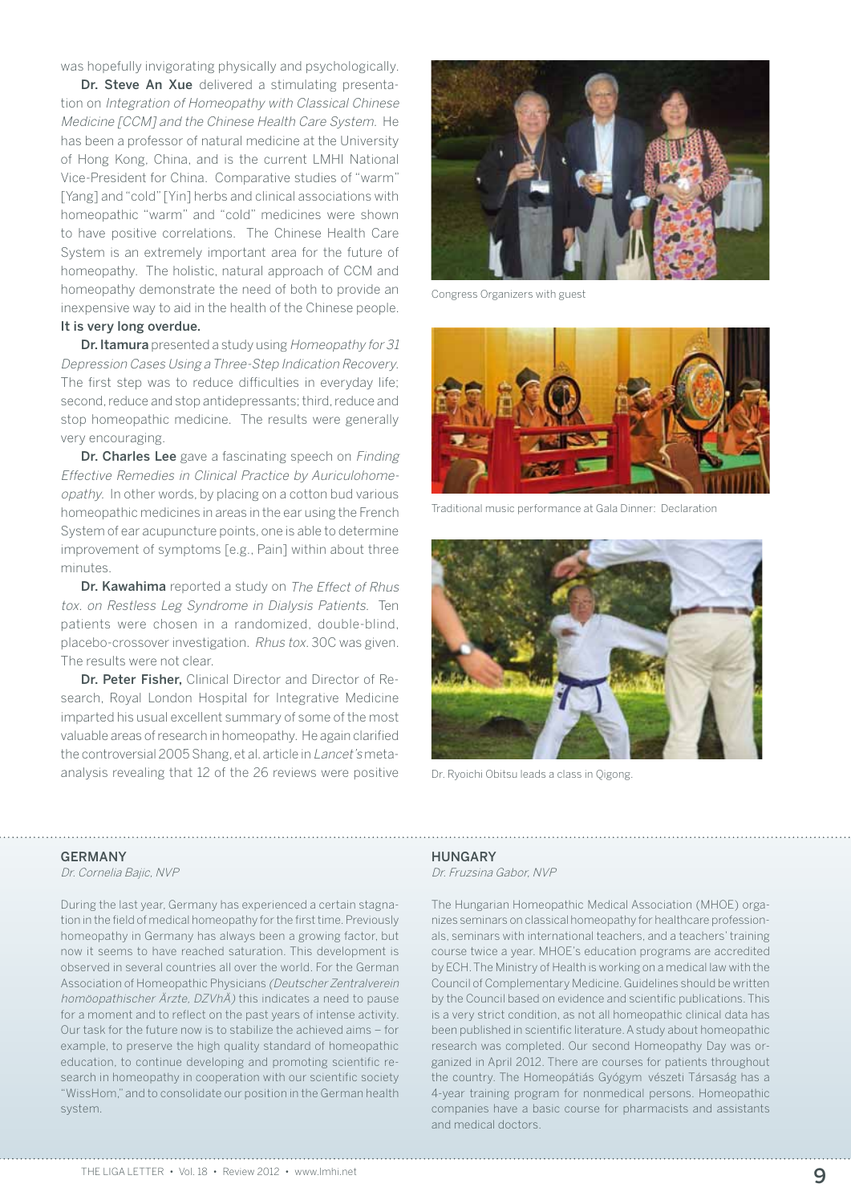was hopefully invigorating physically and psychologically.

**Dr. Steve An Xue** delivered a stimulating presentation on *Integration of Homeopathy with Classical Chinese Medicine [CCM] and the Chinese Health Care System.* He has been a professor of natural medicine at the University of Hong Kong, China, and is the current LMHI National Vice-President for China. Comparative studies of "warm" [Yang] and "cold" [Yin] herbs and clinical associations with homeopathic "warm" and "cold" medicines were shown to have positive correlations. The Chinese Health Care System is an extremely important area for the future of homeopathy. The holistic, natural approach of CCM and homeopathy demonstrate the need of both to provide an inexpensive way to aid in the health of the Chinese people. **It is very long overdue.**

**Dr. Itamura** presented a study using *Homeopathy for 31 Depression Cases Using a Three-Step Indication Recovery.* The first step was to reduce difficulties in everyday life; second, reduce and stop antidepressants; third, reduce and stop homeopathic medicine. The results were generally very encouraging.

**Dr. Charles Lee** gave a fascinating speech on *Finding Effective Remedies in Clinical Practice by Auriculohomeopathy.* In other words, by placing on a cotton bud various homeopathic medicines in areas in the ear using the French System of ear acupuncture points, one is able to determine improvement of symptoms [e.g., Pain] within about three minutes.

**Dr. Kawahima** reported a study on *The Effect of Rhus tox. on Restless Leg Syndrome in Dialysis Patients.* Ten patients were chosen in a randomized, double-blind, placebo-crossover investigation. *Rhus tox.* 30C was given. The results were not clear.

**Dr. Peter Fisher,** Clinical Director and Director of Research, Royal London Hospital for Integrative Medicine imparted his usual excellent summary of some of the most valuable areas of research in homeopathy. He again clarified the controversial 2005 Shang, et al. article in *Lancet's* meta-analysis revealing that 12 of the 26 reviews were positive

Congress Organizers with guest

Traditional music performance at Gala Dinner: Declaration

Dr. Ryoichi Obitsu leads a class in Qigong.

## GERMANY

*Dr. Cornelia Bajic, NVP*

During the last year, Germany has experienced a certain stagnation in the field of medical homeopathy for the first time. Previously homeopathy in Germany has always been a growing factor, but now it seems to have reached saturation. This development is observed in several countries all over the world. For the German Association of Homeopathic Physicians *(Deutscher Zentralverein homöopathischer Ärzte, DZVhÄ)* this indicates a need to pause for a moment and to reflect on the past years of intense activity. Our task for the future now is to stabilize the achieved aims – for example, to preserve the high quality standard of homeopathic education, to continue developing and promoting scientific research in homeopathy in cooperation with our scientific society "WissHom," and to consolidate our position in the German health system.

## HUNGARY

*Dr. Fruzsina Gabor, NVP*

The Hungarian Homeopathic Medical Association (MHOE) organizes seminars on classical homeopathy for healthcare professionals, seminars with international teachers, and a teachers' training course twice a year. MHOE's education programs are accredited by ECH. The Ministry of Health is working on a medical law with the Council of Complementary Medicine. Guidelines should be written by the Council based on evidence and scientific publications. This is a very strict condition, as not all homeopathic clinical data has been published in scientific literature. A study about homeopathic research was completed. Our second Homeopathy Day was organized in April 2012. There are courses for patients throughout the country. The Homeopátiás Gyógym vészeti Társaság has a 4-year training program for nonmedical persons. Homeopathic companies have a basic course for pharmacists and assistants and medical doctors.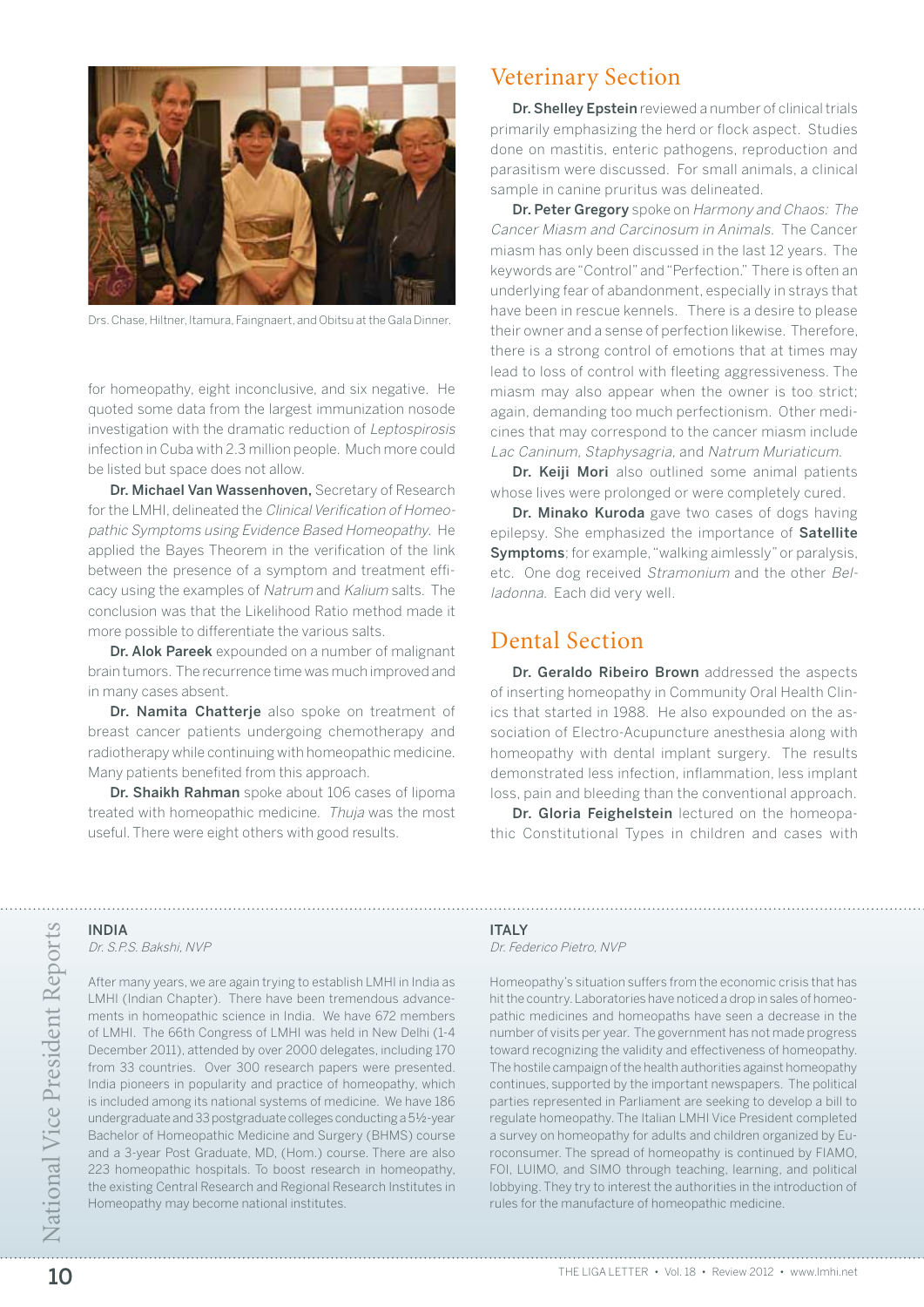Drs. Chase, Hiltner, Itamura, Faingnaert, and Obitsu at the Gala Dinner.

for homeopathy, eight inconclusive, and six negative. He quoted some data from the largest immunization nosode investigation with the dramatic reduction of *Leptospirosis* infection in Cuba with 2.3 million people. Much more could be listed but space does not allow.

**Dr. Michael Van Wassenhoven,** Secretary of Research for the LMHI, delineated the *Clinical Verification of Homeopathic Symptoms using Evidence Based Homeopathy.* He applied the Bayes Theorem in the verification of the link between the presence of a symptom and treatment efficacy using the examples of *Natrum* and *Kalium* salts. The conclusion was that the Likelihood Ratio method made it more possible to differentiate the various salts.

**Dr. Alok Pareek** expounded on a number of malignant brain tumors. The recurrence time was much improved and in many cases absent.

**Dr. Namita Chatterje** also spoke on treatment of breast cancer patients undergoing chemotherapy and radiotherapy while continuing with homeopathic medicine. Many patients benefited from this approach.

**Dr. Shaikh Rahman** spoke about 106 cases of lipoma treated with homeopathic medicine. *Thuja* was the most useful. There were eight others with good results.

## Veterinary Section

**Dr. Shelley Epstein** reviewed a number of clinical trials primarily emphasizing the herd or flock aspect. Studies done on mastitis, enteric pathogens, reproduction and parasitism were discussed. For small animals, a clinical sample in canine pruritus was delineated.

**Dr. Peter Gregory** spoke on *Harmony and Chaos: The Cancer Miasm and Carcinosum in Animals.* The Cancer miasm has only been discussed in the last 12 years. The keywords are "Control" and "Perfection." There is often an underlying fear of abandonment, especially in strays that have been in rescue kennels. There is a desire to please their owner and a sense of perfection likewise. Therefore, there is a strong control of emotions that at times may lead to loss of control with fleeting aggressiveness. The miasm may also appear when the owner is too strict; again, demanding too much perfectionism. Other medicines that may correspond to the cancer miasm include *Lac Caninum, Staphysagria,* and *Natrum Muriaticum.*

**Dr. Keiji Mori** also outlined some animal patients whose lives were prolonged or were completely cured.

**Dr. Minako Kuroda** gave two cases of dogs having epilepsy. She emphasized the importance of **Satellite Symptoms**; for example, "walking aimlessly" or paralysis, etc. One dog received *Stramonium* and the other *Belladonna.* Each did very well.

## Dental Section

**Dr. Geraldo Ribeiro Brown** addressed the aspects of inserting homeopathy in Community Oral Health Clinics that started in 1988. He also expounded on the association of Electro-Acupuncture anesthesia along with homeopathy with dental implant surgery. The results demonstrated less infection, inflammation, less implant loss, pain and bleeding than the conventional approach.

**Dr. Gloria Feighelstein** lectured on the homeopathic Constitutional Types in children and cases with

---

## National Vice President Reports

### INDIA

*Dr. S.P.S. Bakshi, NVP*

After many years, we are again trying to establish LMHI in India as LMHI (Indian Chapter). There have been tremendous advancements in homeopathic science in India. We have 672 members of LMHI. The 66th Congress of LMHI was held in New Delhi (1-4 December 2011), attended by over 2000 delegates, including 170 from 33 countries. Over 300 research papers were presented. India pioneers in popularity and practice of homeopathy, which is included among its national systems of medicine. We have 186 undergraduate and 33 postgraduate colleges conducting a 5½-year Bachelor of Homeopathic Medicine and Surgery (BHMS) course and a 3-year Post Graduate, MD, (Hom.) course. There are also 223 homeopathic hospitals. To boost research in homeopathy, the existing Central Research and Regional Research Institutes in Homeopathy may become national institutes.

### ITALY

*Dr. Federico Pietro, NVP*

Homeopathy's situation suffers from the economic crisis that has hit the country. Laboratories have noticed a drop in sales of homeopathic medicines and homeopaths have seen a decrease in the number of visits per year. The government has not made progress toward recognizing the validity and effectiveness of homeopathy. The hostile campaign of the health authorities against homeopathy continues, supported by the important newspapers. The political parties represented in Parliament are seeking to develop a bill to regulate homeopathy. The Italian LMHI Vice President completed a survey on homeopathy for adults and children organized by Euroconsumer. The spread of homeopathy is continued by FIAMO, FOI, LUIMO, and SIMO through teaching, learning, and political lobbying. They try to interest the authorities in the introduction of rules for the manufacture of homeopathic medicine.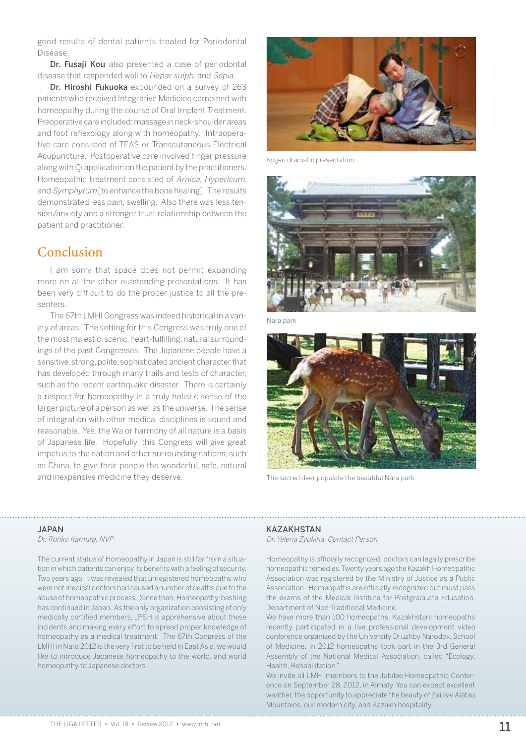good results of dental patients treated for Periodontal Disease.

**Dr. Fusaji Kou** also presented a case of periodontal disease that responded well to *Hepar sulph.* and *Sepia*.

**Dr. Hiroshi Fukuoka** expounded on a survey of 263 patients who received Integrative Medicine combined with homeopathy during the course of Oral Implant Treatment. Preoperative care included: massage in neck-shoulder areas and foot reflexology along with homeopathy. Intraoperative care consisted of TEAS or Transcutaneous Electrical Acupuncture. Postoperative care involved finger pressure along with Qi application on the patient by the practitioners. Homeopathic treatment consisted of *Arnica*, *Hypericum*, and *Symphytum* [to enhance the bone healing]. The results demonstrated less pain, swelling. Also there was less tension/anxiety and a stronger trust relationship between the patient and practitioner.

## Conclusion

I am sorry that space does not permit expanding more on all the other outstanding presentations. It has been very difficult to do the proper justice to all the presenters.

The 67th LMHI Congress was indeed historical in a variety of areas. The setting for this Congress was truly one of the most majestic, scenic, heart-fulfilling, natural surroundings of the past Congresses. The Japanese people have a sensitive, strong, polite, sophisticated ancient character that has developed through many trails and tests of character, such as the recent earthquake disaster. There is certainly a respect for homeopathy in a truly holistic sense of the larger picture of a person as well as the universe. The sense of integration with other medical disciplines is sound and reasonable. Yes, the Wa or harmony of all nature is a basis of Japanese life. Hopefully, this Congress will give great impetus to the nation and other surrounding nations, such as China, to give their people the wonderful, safe, natural and inexpensive medicine they deserve.

Kogen dramatic presentation

Nara park

The sacred deer populate the beautiful Nara park.

### JAPAN

*Dr. Ronko Itamura, NVP*

The current status of Homeopathy in Japan is still far from a situation in which patients can enjoy its benefits with a feeling of security. Two years ago, it was revealed that unregistered homeopaths who were not medical doctors had caused a number of deaths due to the abuse of homeopathic process. Since then, Homeopathy-bashing has continued in Japan. As the only organization consisting of only medically certified members, JPSH is apprehensive about these incidents and making every effort to spread proper knowledge of homeopathy as a medical treatment. The 67th Congress of the LMHI in Nara 2012 is the very first to be held in East Asia, we would like to introduce Japanese homeopathy to the world, and world homeopathy to Japanese doctors.

### KAZAKHSTAN

*Dr. Yelena Zyukina, Contact Person*

Homeopathy is officially recognized; doctors can legally prescribe homeopathic remedies. Twenty years ago the Kazakh Homeopathic Association was registered by the Ministry of Justice as a Public Association. Homeopaths are officially recognized but must pass the exams of the Medical Institute for Postgraduate Education, Department of Non-Traditional Medicine.

We have more than 100 homeopaths. Kazakhstani homeopaths recently participated in a live professional development video conference organized by the University Druzhby Narodov, School of Medicine. In 2012 homeopaths took part in the 3rd General Assembly of the National Medical Association, called "Ecology, Health, Rehabilitation."

We invite all LMHI members to the Jubilee Homeopathic Conference on September 28, 2012, in Almaty. You can expect excellent weather, the opportunity to appreciate the beauty of Zailiski Alatau Mountains, our modern city, and Kazakh hospitality.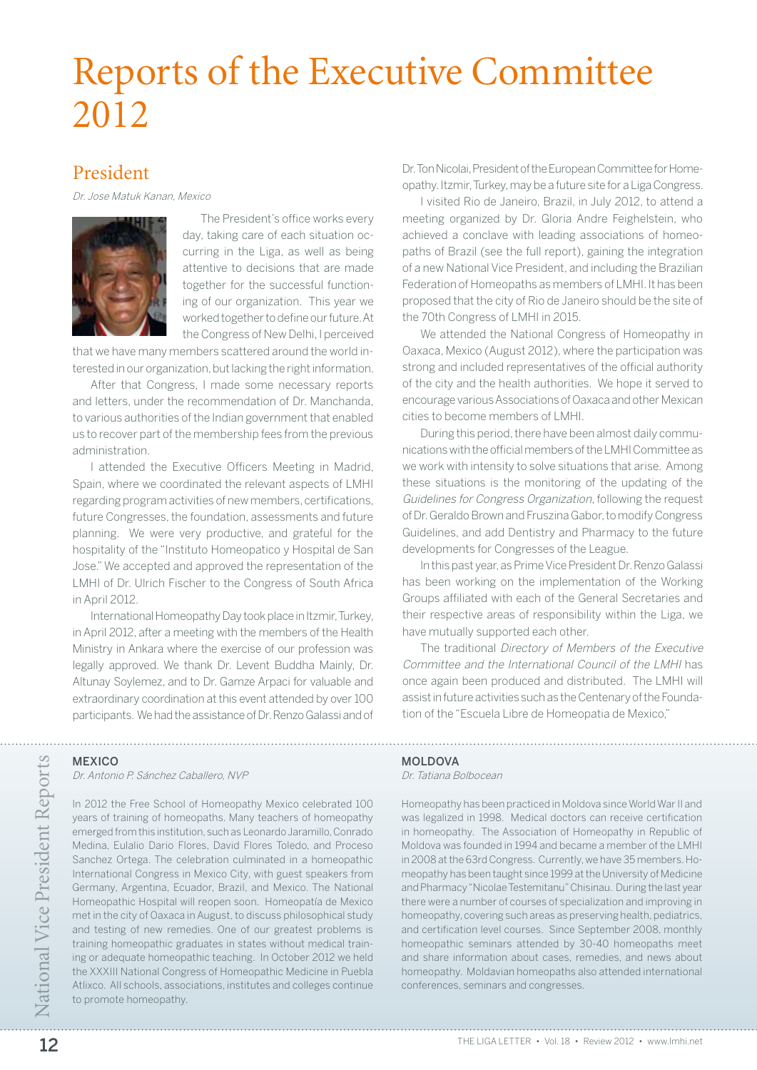# Reports of the Executive Committee 2012

## President

*Dr. Jose Matuk Kanan, Mexico*

The President's office works every day, taking care of each situation occurring in the Liga, as well as being attentive to decisions that are made together for the successful functioning of our organization. This year we worked together to define our future. At the Congress of New Delhi, I perceived that we have many members scattered around the world interested in our organization, but lacking the right information.

After that Congress, I made some necessary reports and letters, under the recommendation of Dr. Manchanda, to various authorities of the Indian government that enabled us to recover part of the membership fees from the previous administration.

I attended the Executive Officers Meeting in Madrid, Spain, where we coordinated the relevant aspects of LMHI regarding program activities of new members, certifications, future Congresses, the foundation, assessments and future planning. We were very productive, and grateful for the hospitality of the "Instituto Homeopatico y Hospital de San Jose." We accepted and approved the representation of the LMHI of Dr. Ulrich Fischer to the Congress of South Africa in April 2012.

International Homeopathy Day took place in Itzmir, Turkey, in April 2012, after a meeting with the members of the Health Ministry in Ankara where the exercise of our profession was legally approved. We thank Dr. Levent Buddha Mainly, Dr. Altunay Soylemez, and to Dr. Gamze Arpaci for valuable and extraordinary coordination at this event attended by over 100 participants. We had the assistance of Dr. Renzo Galassi and of Dr. Ton Nicolai, President of the European Committee for Homeopathy. Itzmir, Turkey, may be a future site for a Liga Congress.

I visited Rio de Janeiro, Brazil, in July 2012, to attend a meeting organized by Dr. Gloria Andre Feighelstein, who achieved a conclave with leading associations of homeopaths of Brazil (see the full report), gaining the integration of a new National Vice President, and including the Brazilian Federation of Homeopaths as members of LMHI. It has been proposed that the city of Rio de Janeiro should be the site of the 70th Congress of LMHI in 2015.

We attended the National Congress of Homeopathy in Oaxaca, Mexico (August 2012), where the participation was strong and included representatives of the official authority of the city and the health authorities. We hope it served to encourage various Associations of Oaxaca and other Mexican cities to become members of LMHI.

During this period, there have been almost daily communications with the official members of the LMHI Committee as we work with intensity to solve situations that arise. Among these situations is the monitoring of the updating of the *Guidelines for Congress Organization*, following the request of Dr. Geraldo Brown and Fruszina Gabor, to modify Congress Guidelines, and add Dentistry and Pharmacy to the future developments for Congresses of the League.

In this past year, as Prime Vice President Dr. Renzo Galassi has been working on the implementation of the Working Groups affiliated with each of the General Secretaries and their respective areas of responsibility within the Liga, we have mutually supported each other.

The traditional *Directory of Members of the Executive Committee and the International Council of the LMHI* has once again been produced and distributed. The LMHI will assist in future activities such as the Centenary of the Foundation of the "Escuela Libre de Homeopatia de Mexico,"

## National Vice President Reports

### MEXICO

*Dr. Antonio P. Sánchez Caballero, NVP*

In 2012 the Free School of Homeopathy Mexico celebrated 100 years of training of homeopaths. Many teachers of homeopathy emerged from this institution, such as Leonardo Jaramillo, Conrado Medina, Eulalio Dario Flores, David Flores Toledo, and Proceso Sanchez Ortega. The celebration culminated in a homeopathic International Congress in Mexico City, with guest speakers from Germany, Argentina, Ecuador, Brazil, and Mexico. The National Homeopathic Hospital will reopen soon. Homeopatía de Mexico met in the city of Oaxaca in August, to discuss philosophical study and testing of new remedies. One of our greatest problems is training homeopathic graduates in states without medical training or adequate homeopathic teaching. In October 2012 we held the XXXIII National Congress of Homeopathic Medicine in Puebla Atlixco. All schools, associations, institutes and colleges continue to promote homeopathy.

### MOLDOVA

*Dr. Tatiana Bolbocean*

Homeopathy has been practiced in Moldova since World War II and was legalized in 1998. Medical doctors can receive certification in homeopathy. The Association of Homeopathy in Republic of Moldova was founded in 1994 and became a member of the LMHI in 2008 at the 63rd Congress. Currently, we have 35 members. Homeopathy has been taught since 1999 at the University of Medicine and Pharmacy "Nicolae Testemitanu" Chisinau. During the last year there were a number of courses of specialization and improving in homeopathy, covering such areas as preserving health, pediatrics, and certification level courses. Since September 2008, monthly homeopathic seminars attended by 30-40 homeopaths meet and share information about cases, remedies, and news about homeopathy. Moldavian homeopaths also attended international conferences, seminars and congresses.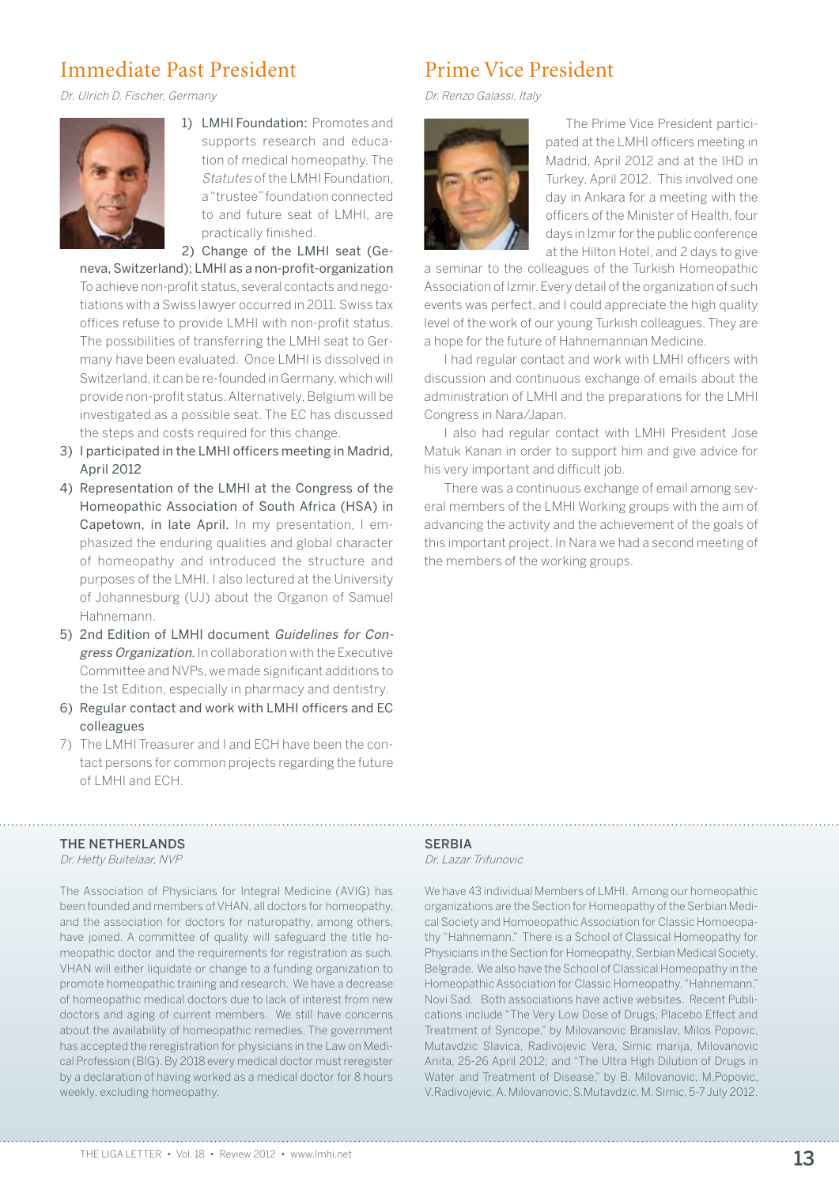## Immediate Past President

*Dr. Ulrich D. Fischer, Germany*

1) LMHI Foundation: Promotes and supports research and education of medical homeopathy. The *Statutes* of the LMHI Foundation, a "trustee" foundation connected to and future seat of LMHI, are practically finished.
2) Change of the LMHI seat (Geneva, Switzerland); LMHI as a non-profit-organization To achieve non-profit status, several contacts and negotiations with a Swiss lawyer occurred in 2011. Swiss tax offices refuse to provide LMHI with non-profit status. The possibilities of transferring the LMHI seat to Germany have been evaluated. Once LMHI is dissolved in Switzerland, it can be re-founded in Germany, which will provide non-profit status. Alternatively, Belgium will be investigated as a possible seat. The EC has discussed the steps and costs required for this change.
3) I participated in the LMHI officers meeting in Madrid, April 2012
4) Representation of the LMHI at the Congress of the Homeopathic Association of South Africa (HSA) in Capetown, in late April. In my presentation, I emphasized the enduring qualities and global character of homeopathy and introduced the structure and purposes of the LMHI. I also lectured at the University of Johannesburg (UJ) about the Organon of Samuel Hahnemann.
5) 2nd Edition of LMHI document *Guidelines for Congress Organization.* In collaboration with the Executive Committee and NVPs, we made significant additions to the 1st Edition, especially in pharmacy and dentistry.
6) Regular contact and work with LMHI officers and EC colleagues
7) The LMHI Treasurer and I and ECH have been the contact persons for common projects regarding the future of LMHI and ECH.

## Prime Vice President

*Dr. Renzo Galassi, Italy*

The Prime Vice President participated at the LMHI officers meeting in Madrid, April 2012 and at the IHD in Turkey, April 2012. This involved one day in Ankara for a meeting with the officers of the Minister of Health, four days in Izmir for the public conference at the Hilton Hotel, and 2 days to give a seminar to the colleagues of the Turkish Homeopathic Association of Izmir. Every detail of the organization of such events was perfect, and I could appreciate the high quality level of the work of our young Turkish colleagues. They are a hope for the future of Hahnemannian Medicine.

I had regular contact and work with LMHI officers with discussion and continuous exchange of emails about the administration of LMHI and the preparations for the LMHI Congress in Nara/Japan.

I also had regular contact with LMHI President Jose Matuk Kanan in order to support him and give advice for his very important and difficult job.

There was a continuous exchange of email among several members of the LMHI Working groups with the aim of advancing the activity and the achievement of the goals of this important project. In Nara we had a second meeting of the members of the working groups.

### THE NETHERLANDS

*Dr. Hetty Buitelaar, NVP*

The Association of Physicians for Integral Medicine (AVIG) has been founded and members of VHAN, all doctors for homeopathy, and the association for doctors for naturopathy, among others, have joined. A committee of quality will safeguard the title homeopathic doctor and the requirements for registration as such. VHAN will either liquidate or change to a funding organization to promote homeopathic training and research. We have a decrease of homeopathic medical doctors due to lack of interest from new doctors and aging of current members. We still have concerns about the availability of homeopathic remedies. The government has accepted the reregistration for physicians in the Law on Medical Profession (BIG). By 2018 every medical doctor must reregister by a declaration of having worked as a medical doctor for 8 hours weekly, excluding homeopathy.

### SERBIA

*Dr. Lazar Trifunovic*

We have 43 individual Members of LMHI. Among our homeopathic organizations are the Section for Homeopathy of the Serbian Medical Society and Homoeopathic Association for Classic Homoeopathy "Hahnemann." There is a School of Classical Homeopathy for Physicians in the Section for Homeopathy, Serbian Medical Society, Belgrade. We also have the School of Classical Homeopathy in the Homeopathic Association for Classic Homeopathy, "Hahnemann," Novi Sad. Both associations have active websites. Recent Publications include "The Very Low Dose of Drugs, Placebo Effect and Treatment of Syncope," by Milovanovic Branislav, Milos Popovic, Mutavdzic Slavica, Radivojevic Vera, Simic marija, Milovanovic Anita, 25-26 April 2012; and "The Ultra High Dilution of Drugs in Water and Treatment of Disease," by B. Milovanovic, M.Popovic, V.Radivojevic, A. Milovanovic, S.Mutavdzic, M. Simic, 5-7 July 2012.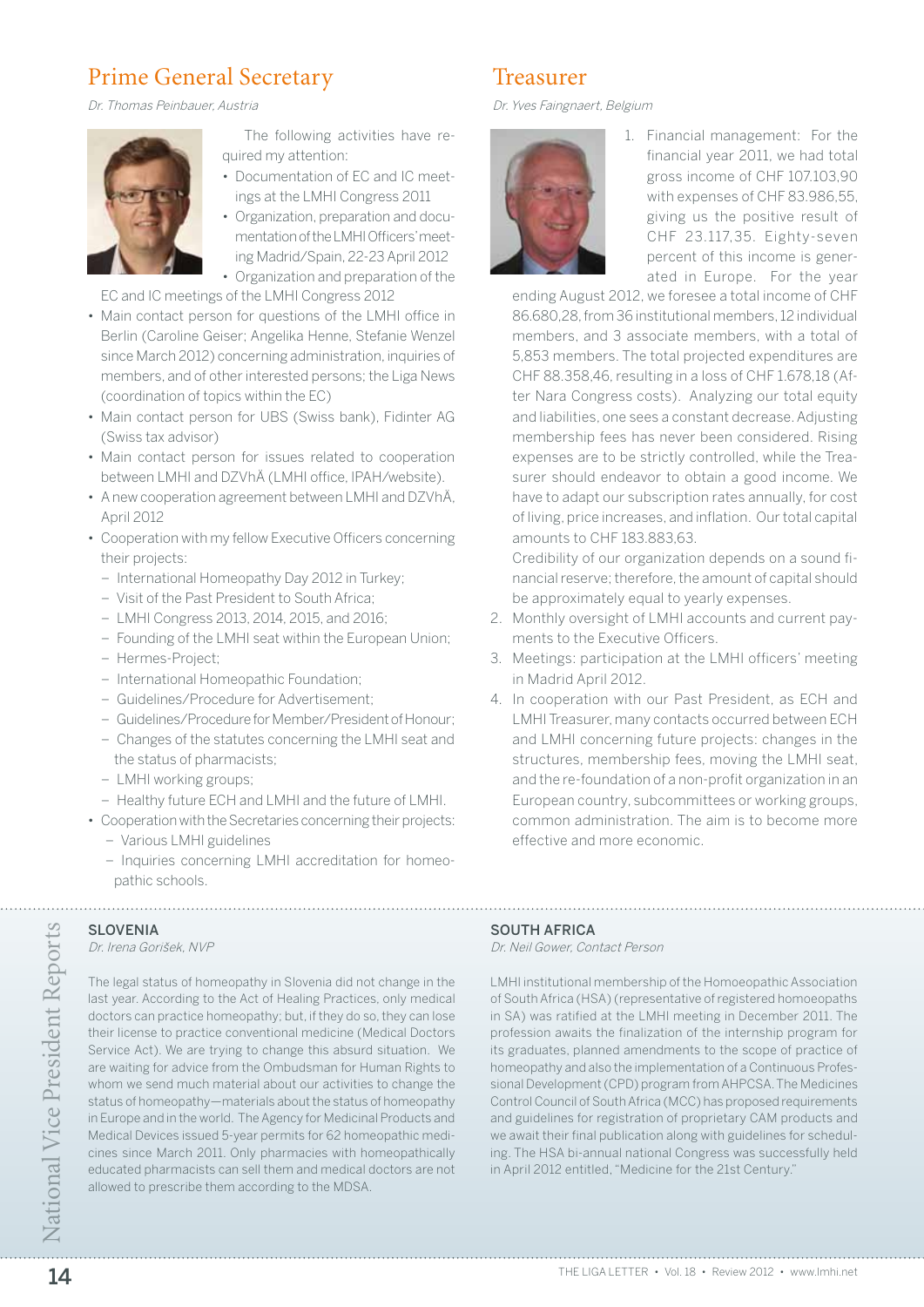## Prime General Secretary

*Dr. Thomas Peinbauer, Austria*

The following activities have required my attention:

- Documentation of EC and IC meetings at the LMHI Congress 2011
- Organization, preparation and documentation of the LMHI Officers' meeting Madrid/Spain, 22-23 April 2012
- Organization and preparation of the EC and IC meetings of the LMHI Congress 2012
- Main contact person for questions of the LMHI office in Berlin (Caroline Geiser; Angelika Henne, Stefanie Wenzel since March 2012) concerning administration, inquiries of members, and of other interested persons; the Liga News (coordination of topics within the EC)
- Main contact person for UBS (Swiss bank), Fidinter AG (Swiss tax advisor)
- Main contact person for issues related to cooperation between LMHI and DZVhÄ (LMHI office, IPAH/website).
- A new cooperation agreement between LMHI and DZVhÄ, April 2012
- Cooperation with my fellow Executive Officers concerning their projects:
  - International Homeopathy Day 2012 in Turkey;
  - Visit of the Past President to South Africa;
  - LMHI Congress 2013, 2014, 2015, and 2016;
  - Founding of the LMHI seat within the European Union;
  - Hermes-Project;
  - International Homeopathic Foundation;
  - Guidelines/Procedure for Advertisement;
  - Guidelines/Procedure for Member/President of Honour;
  - Changes of the statutes concerning the LMHI seat and the status of pharmacists;
  - LMHI working groups;
  - Healthy future ECH and LMHI and the future of LMHI.
- Cooperation with the Secretaries concerning their projects:
  - Various LMHI guidelines
  - Inquiries concerning LMHI accreditation for homeopathic schools.

## Treasurer

*Dr. Yves Faingnaert, Belgium*

1. Financial management: For the financial year 2011, we had total gross income of CHF 107.103,90 with expenses of CHF 83.986,55, giving us the positive result of CHF 23.117,35. Eighty-seven percent of this income is generated in Europe. For the year ending August 2012, we foresee a total income of CHF 86.680,28, from 36 institutional members, 12 individual members, and 3 associate members, with a total of 5,853 members. The total projected expenditures are CHF 88.358,46, resulting in a loss of CHF 1.678,18 (After Nara Congress costs). Analyzing our total equity and liabilities, one sees a constant decrease. Adjusting membership fees has never been considered. Rising expenses are to be strictly controlled, while the Treasurer should endeavor to obtain a good income. We have to adapt our subscription rates annually, for cost of living, price increases, and inflation. Our total capital amounts to CHF 183.883,63.

   Credibility of our organization depends on a sound financial reserve; therefore, the amount of capital should be approximately equal to yearly expenses.
2. Monthly oversight of LMHI accounts and current payments to the Executive Officers.
3. Meetings: participation at the LMHI officers' meeting in Madrid April 2012.
4. In cooperation with our Past President, as ECH and LMHI Treasurer, many contacts occurred between ECH and LMHI concerning future projects: changes in the structures, membership fees, moving the LMHI seat, and the re-foundation of a non-profit organization in an European country, subcommittees or working groups, common administration. The aim is to become more effective and more economic.

# National Vice President Reports

### SLOVENIA

*Dr. Irena Gorišek, NVP*

The legal status of homeopathy in Slovenia did not change in the last year. According to the Act of Healing Practices, only medical doctors can practice homeopathy; but, if they do so, they can lose their license to practice conventional medicine (Medical Doctors Service Act). We are trying to change this absurd situation. We are waiting for advice from the Ombudsman for Human Rights to whom we send much material about our activities to change the status of homeopathy—materials about the status of homeopathy in Europe and in the world. The Agency for Medicinal Products and Medical Devices issued 5-year permits for 62 homeopathic medicines since March 2011. Only pharmacies with homeopathically educated pharmacists can sell them and medical doctors are not allowed to prescribe them according to the MDSA.

### SOUTH AFRICA

*Dr. Neil Gower, Contact Person*

LMHI institutional membership of the Homoeopathic Association of South Africa (HSA) (representative of registered homoeopaths in SA) was ratified at the LMHI meeting in December 2011. The profession awaits the finalization of the internship program for its graduates, planned amendments to the scope of practice of homeopathy and also the implementation of a Continuous Professional Development (CPD) program from AHPCSA. The Medicines Control Council of South Africa (MCC) has proposed requirements and guidelines for registration of proprietary CAM products and we await their final publication along with guidelines for scheduling. The HSA bi-annual national Congress was successfully held in April 2012 entitled, "Medicine for the 21st Century."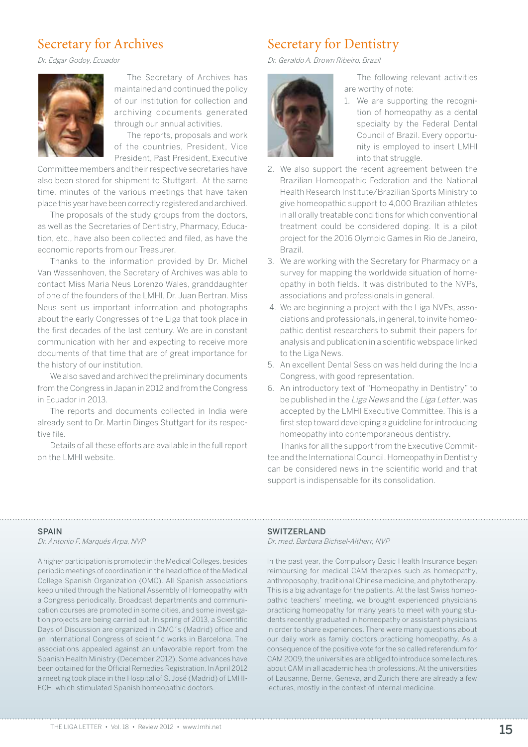## Secretary for Archives

*Dr. Edgar Godoy, Ecuador*

The Secretary of Archives has maintained and continued the policy of our institution for collection and archiving documents generated through our annual activities.

The reports, proposals and work of the countries, President, Vice President, Past President, Executive Committee members and their respective secretaries have also been stored for shipment to Stuttgart. At the same time, minutes of the various meetings that have taken place this year have been correctly registered and archived.

The proposals of the study groups from the doctors, as well as the Secretaries of Dentistry, Pharmacy, Education, etc., have also been collected and filed, as have the economic reports from our Treasurer.

Thanks to the information provided by Dr. Michel Van Wassenhoven, the Secretary of Archives was able to contact Miss Maria Neus Lorenzo Wales, granddaughter of one of the founders of the LMHI, Dr. Juan Bertran. Miss Neus sent us important information and photographs about the early Congresses of the Liga that took place in the first decades of the last century. We are in constant communication with her and expecting to receive more documents of that time that are of great importance for the history of our institution.

We also saved and archived the preliminary documents from the Congress in Japan in 2012 and from the Congress in Ecuador in 2013.

The reports and documents collected in India were already sent to Dr. Martin Dinges Stuttgart for its respective file.

Details of all these efforts are available in the full report on the LMHI website.

## Secretary for Dentistry

*Dr. Geraldo A. Brown Ribeiro, Brazil*

The following relevant activities are worthy of note:

1. We are supporting the recognition of homeopathy as a dental specialty by the Federal Dental Council of Brazil. Every opportunity is employed to insert LMHI into that struggle.
2. We also support the recent agreement between the Brazilian Homeopathic Federation and the National Health Research Institute/Brazilian Sports Ministry to give homeopathic support to 4,000 Brazilian athletes in all orally treatable conditions for which conventional treatment could be considered doping. It is a pilot project for the 2016 Olympic Games in Rio de Janeiro, Brazil.
3. We are working with the Secretary for Pharmacy on a survey for mapping the worldwide situation of homeopathy in both fields. It was distributed to the NVPs, associations and professionals in general.
4. We are beginning a project with the Liga NVPs, associations and professionals, in general, to invite homeopathic dentist researchers to submit their papers for analysis and publication in a scientific webspace linked to the Liga News.
5. An excellent Dental Session was held during the India Congress, with good representation.
6. An introductory text of "Homeopathy in Dentistry" to be published in the *Liga News* and the *Liga Letter*, was accepted by the LMHI Executive Committee. This is a first step toward developing a guideline for introducing homeopathy into contemporaneous dentistry.

Thanks for all the support from the Executive Committee and the International Council. Homeopathy in Dentistry can be considered news in the scientific world and that support is indispensable for its consolidation.

### SPAIN

*Dr. Antonio F. Marqués Arpa, NVP*

A higher participation is promoted in the Medical Colleges, besides periodic meetings of coordination in the head office of the Medical College Spanish Organization (OMC). All Spanish associations keep united through the National Assembly of Homeopathy with a Congress periodically. Broadcast departments and communication courses are promoted in some cities, and some investigation projects are being carried out. In spring of 2013, a Scientific Days of Discussion are organized in OMC´s (Madrid) office and an International Congress of scientific works in Barcelona. The associations appealed against an unfavorable report from the Spanish Health Ministry (December 2012). Some advances have been obtained for the Official Remedies Registration. In April 2012 a meeting took place in the Hospital of S. José (Madrid) of LMHI-ECH, which stimulated Spanish homeopathic doctors.

### SWITZERLAND

*Dr. med. Barbara Bichsel-Altherr, NVP*

In the past year, the Compulsory Basic Health Insurance began reimbursing for medical CAM therapies such as homeopathy, anthroposophy, traditional Chinese medicine, and phytotherapy. This is a big advantage for the patients. At the last Swiss homeopathic teachers' meeting, we brought experienced physicians practicing homeopathy for many years to meet with young students recently graduated in homeopathy or assistant physicians in order to share experiences. There were many questions about our daily work as family doctors practicing homeopathy. As a consequence of the positive vote for the so called referendum for CAM 2009, the universities are obliged to introduce some lectures about CAM in all academic health professions. At the universities of Lausanne, Berne, Geneva, and Zurich there are already a few lectures, mostly in the context of internal medicine.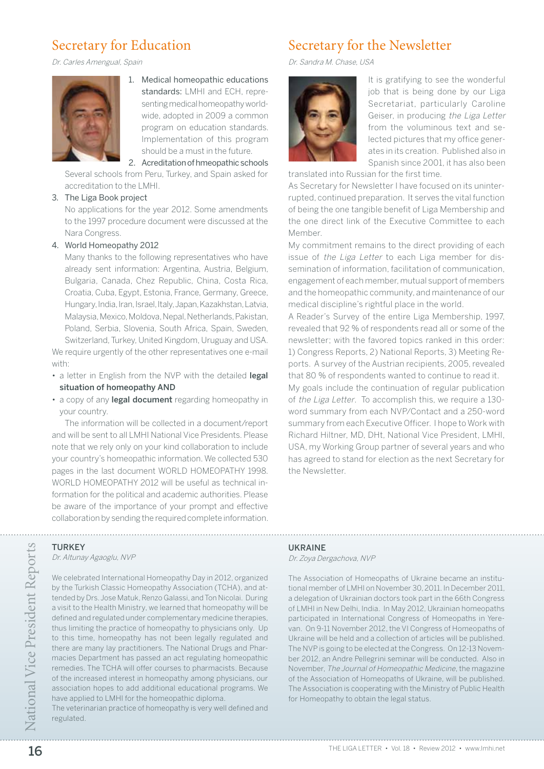## Secretary for Education

*Dr. Carles Amengual, Spain*

1. Medical homeopathic educations standards: LMHI and ECH, representing medical homeopathy worldwide, adopted in 2009 a common program on education standards. Implementation of this program should be a must in the future.
2. Acreditation of hmeopathic schools
   Several schools from Peru, Turkey, and Spain asked for accreditation to the LMHI.
3. The Liga Book project
   No applications for the year 2012. Some amendments to the 1997 procedure document were discussed at the Nara Congress.
4. World Homeopathy 2012
   Many thanks to the following representatives who have already sent information: Argentina, Austria, Belgium, Bulgaria, Canada, Chez Republic, China, Costa Rica, Croatia, Cuba, Egypt, Estonia, France, Germany, Greece, Hungary, India, Iran, Israel, Italy, Japan, Kazakhstan, Latvia, Malaysia, Mexico, Moldova, Nepal, Netherlands, Pakistan, Poland, Serbia, Slovenia, South Africa, Spain, Sweden, Switzerland, Turkey, United Kingdom, Uruguay and USA.

We require urgently of the other representatives one e-mail with:

- a letter in English from the NVP with the detailed **legal situation of homeopathy AND**
- a copy of any **legal document** regarding homeopathy in your country.

The information will be collected in a document/report and will be sent to all LMHI National Vice Presidents. Please note that we rely only on your kind collaboration to include your country's homeopathic information. We collected 530 pages in the last document WORLD HOMEOPATHY 1998. WORLD HOMEOPATHY 2012 will be useful as technical information for the political and academic authorities. Please be aware of the importance of your prompt and effective collaboration by sending the required complete information.

## Secretary for the Newsletter

*Dr. Sandra M. Chase, USA*

It is gratifying to see the wonderful job that is being done by our Liga Secretariat, particularly Caroline Geiser, in producing *the Liga Letter* from the voluminous text and selected pictures that my office generates in its creation. Published also in Spanish since 2001, it has also been translated into Russian for the first time.

As Secretary for Newsletter I have focused on its uninterrupted, continued preparation. It serves the vital function of being the one tangible benefit of Liga Membership and the one direct link of the Executive Committee to each Member.

My commitment remains to the direct providing of each issue of *the Liga Letter* to each Liga member for dissemination of information, facilitation of communication, engagement of each member, mutual support of members and the homeopathic community, and maintenance of our medical discipline's rightful place in the world.

A Reader's Survey of the entire Liga Membership, 1997, revealed that 92 % of respondents read all or some of the newsletter; with the favored topics ranked in this order: 1) Congress Reports, 2) National Reports, 3) Meeting Reports. A survey of the Austrian recipients, 2005, revealed that 80 % of respondents wanted to continue to read it.

My goals include the continuation of regular publication of *the Liga Letter*. To accomplish this, we require a 130-word summary from each NVP/Contact and a 250-word summary from each Executive Officer. I hope to Work with Richard Hiltner, MD, DHt, National Vice President, LMHI, USA, my Working Group partner of several years and who has agreed to stand for election as the next Secretary for the Newsletter.

# National Vice President Reports

## TURKEY

*Dr. Altunay Agaoglu, NVP*

We celebrated International Homeopathy Day in 2012, organized by the Turkish Classic Homeopathy Association (TCHA), and attended by Drs. Jose Matuk, Renzo Galassi, and Ton Nicolai. During a visit to the Health Ministry, we learned that homeopathy will be defined and regulated under complementary medicine therapies, thus limiting the practice of homeopathy to physicians only. Up to this time, homeopathy has not been legally regulated and there are many lay practitioners. The National Drugs and Pharmacies Department has passed an act regulating homeopathic remedies. The TCHA will offer courses to pharmacists. Because of the increased interest in homeopathy among physicians, our association hopes to add additional educational programs. We have applied to LMHI for the homeopathic diploma.
The veterinarian practice of homeopathy is very well defined and regulated.

## UKRAINE

*Dr. Zoya Dergachova, NVP*

The Association of Homeopaths of Ukraine became an institutional member of LMHI on November 30, 2011. In December 2011, a delegation of Ukrainian doctors took part in the 66th Congress of LMHI in New Delhi, India. In May 2012, Ukrainian homeopaths participated in International Congress of Homeopaths in Yerevan. On 9-11 November 2012, the VI Congress of Homeopaths of Ukraine will be held and a collection of articles will be published. The NVP is going to be elected at the Congress. On 12-13 November 2012, an Andre Pellegrini seminar will be conducted. Also in November, *The Journal of Homeopathic Medicine*, the magazine of the Association of Homeopaths of Ukraine, will be published. The Association is cooperating with the Ministry of Public Health for Homeopathy to obtain the legal status.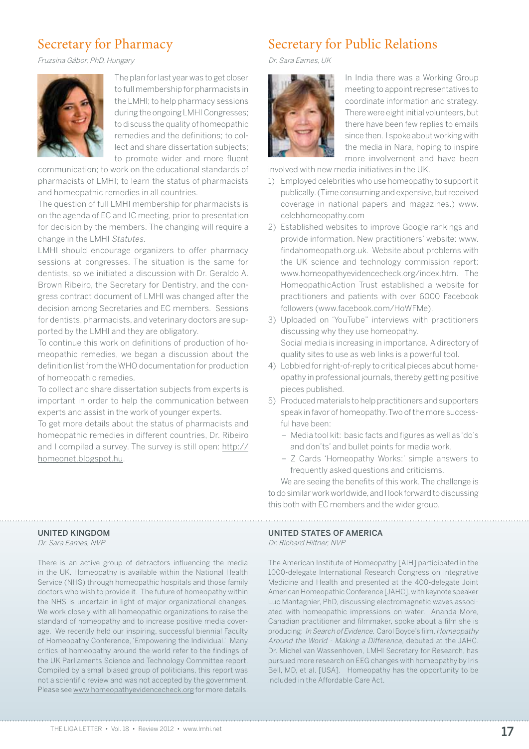## Secretary for Pharmacy

*Fruzsina Gábor, PhD, Hungary*

The plan for last year was to get closer to full membership for pharmacists in the LMHI; to help pharmacy sessions during the ongoing LMHI Congresses; to discuss the quality of homeopathic remedies and the definitions; to collect and share dissertation subjects; to promote wider and more fluent communication; to work on the educational standards of pharmacists of LMHI; to learn the status of pharmacists and homeopathic remedies in all countries.

The question of full LMHI membership for pharmacists is on the agenda of EC and IC meeting, prior to presentation for decision by the members. The changing will require a change in the LMHI *Statutes*.

LMHI should encourage organizers to offer pharmacy sessions at congresses. The situation is the same for dentists, so we initiated a discussion with Dr. Geraldo A. Brown Ribeiro, the Secretary for Dentistry, and the congress contract document of LMHI was changed after the decision among Secretaries and EC members. Sessions for dentists, pharmacists, and veterinary doctors are supported by the LMHI and they are obligatory.

To continue this work on definitions of production of homeopathic remedies, we began a discussion about the definition list from the WHO documentation for production of homeopathic remedies.

To collect and share dissertation subjects from experts is important in order to help the communication between experts and assist in the work of younger experts.

To get more details about the status of pharmacists and homeopathic remedies in different countries, Dr. Ribeiro and I compiled a survey. The survey is still open: http://homeonet.blogspot.hu.

## Secretary for Public Relations

*Dr. Sara Eames, UK*

In India there was a Working Group meeting to appoint representatives to coordinate information and strategy. There were eight initial volunteers, but there have been few replies to emails since then. I spoke about working with the media in Nara, hoping to inspire more involvement and have been involved with new media initiatives in the UK.

1) Employed celebrities who use homeopathy to support it publically. (Time consuming and expensive, but received coverage in national papers and magazines.) www.celebhomeopathy.com
2) Established websites to improve Google rankings and provide information. New practitioners' website: www.findahomeopath.org.uk. Website about problems with the UK science and technology commission report: www.homeopathyevidencecheck.org/index.htm. The HomeopathicAction Trust established a website for practitioners and patients with over 6000 Facebook followers (www.facebook.com/HoWFMe).
3) Uploaded on 'YouTube" interviews with practitioners discussing why they use homeopathy.
   Social media is increasing in importance. A directory of quality sites to use as web links is a powerful tool.
4) Lobbied for right-of-reply to critical pieces about homeopathy in professional journals, thereby getting positive pieces published.
5) Produced materials to help practitioners and supporters speak in favor of homeopathy. Two of the more successful have been:
   - Media tool kit: basic facts and figures as well as 'do's and don'ts' and bullet points for media work.
   - Z Cards 'Homeopathy Works:' simple answers to frequently asked questions and criticisms.

We are seeing the benefits of this work. The challenge is to do similar work worldwide, and I look forward to discussing this both with EC members and the wider group.

### UNITED KINGDOM

*Dr. Sara Eames, NVP*

There is an active group of detractors influencing the media in the UK. Homeopathy is available within the National Health Service (NHS) through homeopathic hospitals and those family doctors who wish to provide it. The future of homeopathy within the NHS is uncertain in light of major organizational changes. We work closely with all homeopathic organizations to raise the standard of homeopathy and to increase positive media coverage. We recently held our inspiring, successful biennial Faculty of Homeopathy Conference, 'Empowering the Individual.' Many critics of homeopathy around the world refer to the findings of the UK Parliaments Science and Technology Committee report. Compiled by a small biased group of politicians, this report was not a scientific review and was not accepted by the government. Please see www.homeopathyevidencecheck.org for more details.

### UNITED STATES OF AMERICA

*Dr. Richard Hiltner, NVP*

The American Institute of Homeopathy [AIH] participated in the 1000-delegate International Research Congress on Integrative Medicine and Health and presented at the 400-delegate Joint American Homeopathic Conference [JAHC], with keynote speaker Luc Mantagnier, PhD, discussing electromagnetic waves associated with homeopathic impressions on water. Ananda More, Canadian practitioner and filmmaker, spoke about a film she is producing: *In Search of Evidence.* Carol Boyce's film, *Homeopathy Around the World - Making a Difference*, debuted at the JAHC. Dr. Michel van Wassenhoven, LMHI Secretary for Research, has pursued more research on EEG changes with homeopathy by Iris Bell, MD, et al. [USA]. Homeopathy has the opportunity to be included in the Affordable Care Act.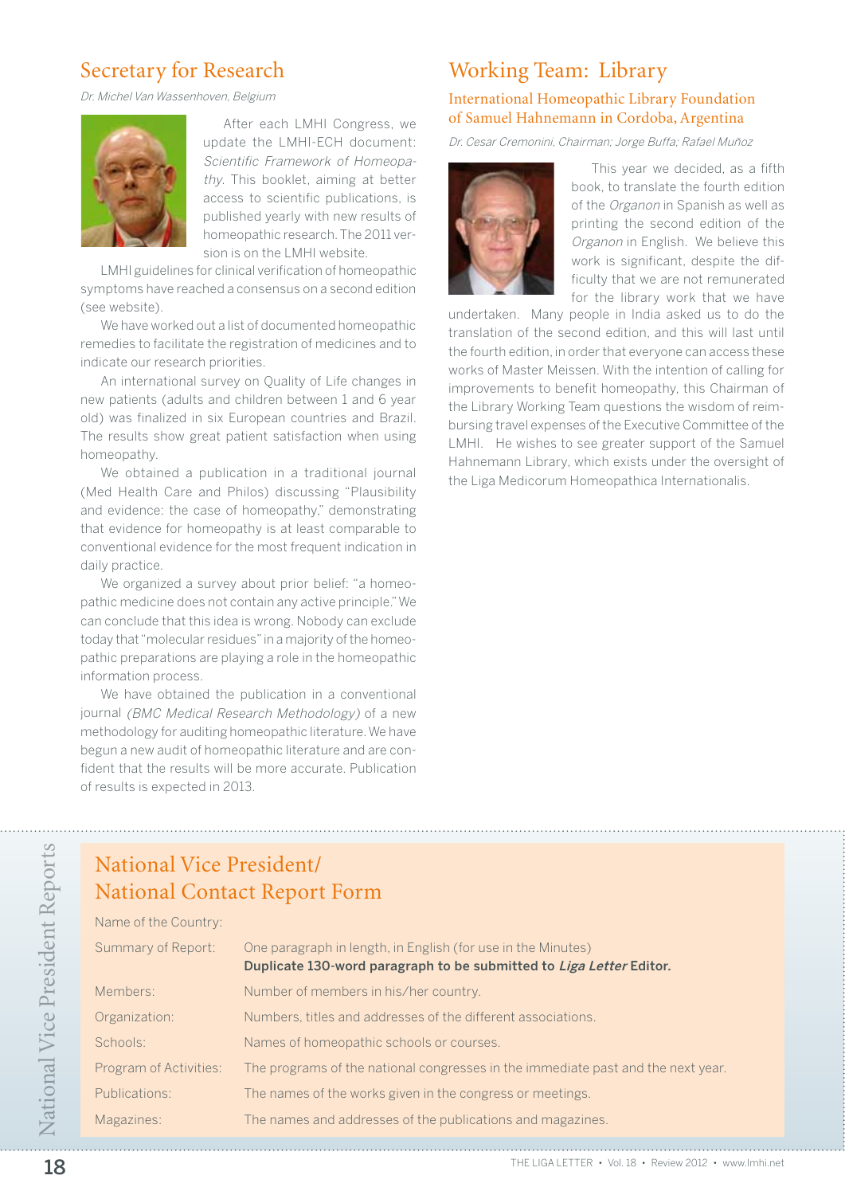## Secretary for Research

*Dr. Michel Van Wassenhoven, Belgium*

After each LMHI Congress, we update the LMHI-ECH document: *Scientific Framework of Homeopathy*. This booklet, aiming at better access to scientific publications, is published yearly with new results of homeopathic research. The 2011 version is on the LMHI website.

LMHI guidelines for clinical verification of homeopathic symptoms have reached a consensus on a second edition (see website).

We have worked out a list of documented homeopathic remedies to facilitate the registration of medicines and to indicate our research priorities.

An international survey on Quality of Life changes in new patients (adults and children between 1 and 6 year old) was finalized in six European countries and Brazil. The results show great patient satisfaction when using homeopathy.

We obtained a publication in a traditional journal (Med Health Care and Philos) discussing "Plausibility and evidence: the case of homeopathy," demonstrating that evidence for homeopathy is at least comparable to conventional evidence for the most frequent indication in daily practice.

We organized a survey about prior belief: "a homeopathic medicine does not contain any active principle." We can conclude that this idea is wrong. Nobody can exclude today that "molecular residues" in a majority of the homeopathic preparations are playing a role in the homeopathic information process.

We have obtained the publication in a conventional journal *(BMC Medical Research Methodology)* of a new methodology for auditing homeopathic literature. We have begun a new audit of homeopathic literature and are confident that the results will be more accurate. Publication of results is expected in 2013.

## Working Team: Library

### International Homeopathic Library Foundation of Samuel Hahnemann in Cordoba, Argentina

*Dr. Cesar Cremonini, Chairman; Jorge Buffa; Rafael Muñoz*

This year we decided, as a fifth book, to translate the fourth edition of the *Organon* in Spanish as well as printing the second edition of the *Organon* in English. We believe this work is significant, despite the difficulty that we are not remunerated for the library work that we have undertaken. Many people in India asked us to do the translation of the second edition, and this will last until the fourth edition, in order that everyone can access these works of Master Meissen. With the intention of calling for improvements to benefit homeopathy, this Chairman of the Library Working Team questions the wisdom of reimbursing travel expenses of the Executive Committee of the LMHI. He wishes to see greater support of the Samuel Hahnemann Library, which exists under the oversight of the Liga Medicorum Homeopathica Internationalis.

## National Vice President/ National Contact Report Form

| | |
|---|---|
| Name of the Country: | |
| Summary of Report: | One paragraph in length, in English (for use in the Minutes) **Duplicate 130-word paragraph to be submitted to *Liga Letter* Editor.** |
| Members: | Number of members in his/her country. |
| Organization: | Numbers, titles and addresses of the different associations. |
| Schools: | Names of homeopathic schools or courses. |
| Program of Activities: | The programs of the national congresses in the immediate past and the next year. |
| Publications: | The names of the works given in the congress or meetings. |
| Magazines: | The names and addresses of the publications and magazines. |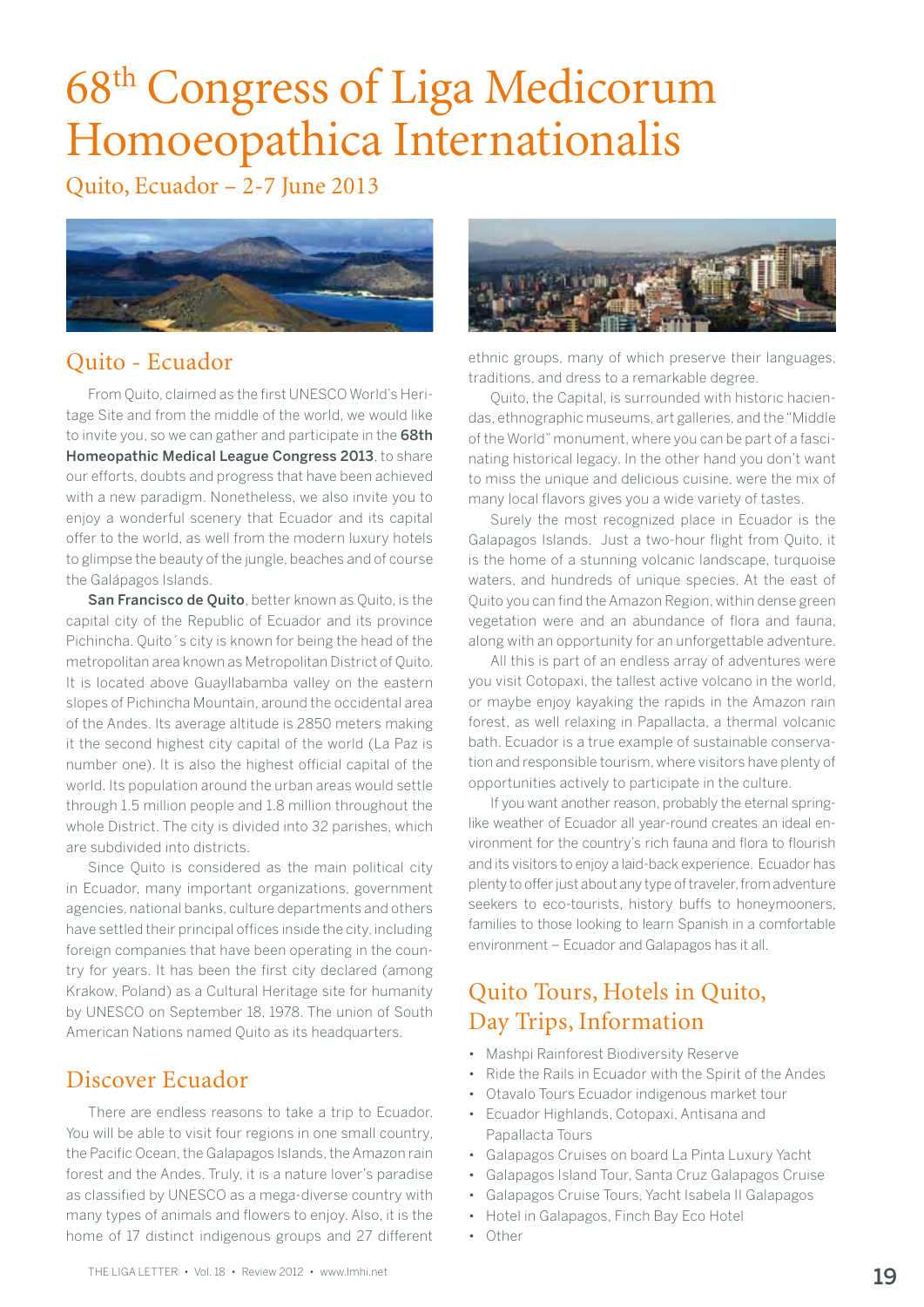# 68th Congress of Liga Medicorum Homoeopathica Internationalis

Quito, Ecuador – 2-7 June 2013

## Quito - Ecuador

From Quito, claimed as the first UNESCO World's Heritage Site and from the middle of the world, we would like to invite you, so we can gather and participate in the **68th Homeopathic Medical League Congress 2013**, to share our efforts, doubts and progress that have been achieved with a new paradigm. Nonetheless, we also invite you to enjoy a wonderful scenery that Ecuador and its capital offer to the world, as well from the modern luxury hotels to glimpse the beauty of the jungle, beaches and of course the Galápagos Islands.

**San Francisco de Quito**, better known as Quito, is the capital city of the Republic of Ecuador and its province Pichincha. Quito´s city is known for being the head of the metropolitan area known as Metropolitan District of Quito. It is located above Guayllabamba valley on the eastern slopes of Pichincha Mountain, around the occidental area of the Andes. Its average altitude is 2850 meters making it the second highest city capital of the world (La Paz is number one). It is also the highest official capital of the world. Its population around the urban areas would settle through 1.5 million people and 1.8 million throughout the whole District. The city is divided into 32 parishes, which are subdivided into districts.

Since Quito is considered as the main political city in Ecuador, many important organizations, government agencies, national banks, culture departments and others have settled their principal offices inside the city, including foreign companies that have been operating in the country for years. It has been the first city declared (among Krakow, Poland) as a Cultural Heritage site for humanity by UNESCO on September 18, 1978. The union of South American Nations named Quito as its headquarters.

## Discover Ecuador

There are endless reasons to take a trip to Ecuador. You will be able to visit four regions in one small country, the Pacific Ocean, the Galapagos Islands, the Amazon rain forest and the Andes. Truly, it is a nature lover's paradise as classified by UNESCO as a mega-diverse country with many types of animals and flowers to enjoy. Also, it is the home of 17 distinct indigenous groups and 27 different ethnic groups, many of which preserve their languages, traditions, and dress to a remarkable degree.

Quito, the Capital, is surrounded with historic haciendas, ethnographic museums, art galleries, and the "Middle of the World" monument, where you can be part of a fascinating historical legacy. In the other hand you don't want to miss the unique and delicious cuisine, were the mix of many local flavors gives you a wide variety of tastes.

Surely the most recognized place in Ecuador is the Galapagos Islands. Just a two-hour flight from Quito, it is the home of a stunning volcanic landscape, turquoise waters, and hundreds of unique species. At the east of Quito you can find the Amazon Region, within dense green vegetation were and an abundance of flora and fauna, along with an opportunity for an unforgettable adventure.

All this is part of an endless array of adventures were you visit Cotopaxi, the tallest active volcano in the world, or maybe enjoy kayaking the rapids in the Amazon rain forest, as well relaxing in Papallacta, a thermal volcanic bath. Ecuador is a true example of sustainable conservation and responsible tourism, where visitors have plenty of opportunities actively to participate in the culture.

If you want another reason, probably the eternal spring-like weather of Ecuador all year-round creates an ideal environment for the country's rich fauna and flora to flourish and its visitors to enjoy a laid-back experience. Ecuador has plenty to offer just about any type of traveler, from adventure seekers to eco-tourists, history buffs to honeymooners, families to those looking to learn Spanish in a comfortable environment – Ecuador and Galapagos has it all.

## Quito Tours, Hotels in Quito, Day Trips, Information

- Mashpi Rainforest Biodiversity Reserve
- Ride the Rails in Ecuador with the Spirit of the Andes
- Otavalo Tours Ecuador indigenous market tour
- Ecuador Highlands, Cotopaxi, Antisana and Papallacta Tours
- Galapagos Cruises on board La Pinta Luxury Yacht
- Galapagos Island Tour, Santa Cruz Galapagos Cruise
- Galapagos Cruise Tours, Yacht Isabela II Galapagos
- Hotel in Galapagos, Finch Bay Eco Hotel
- Other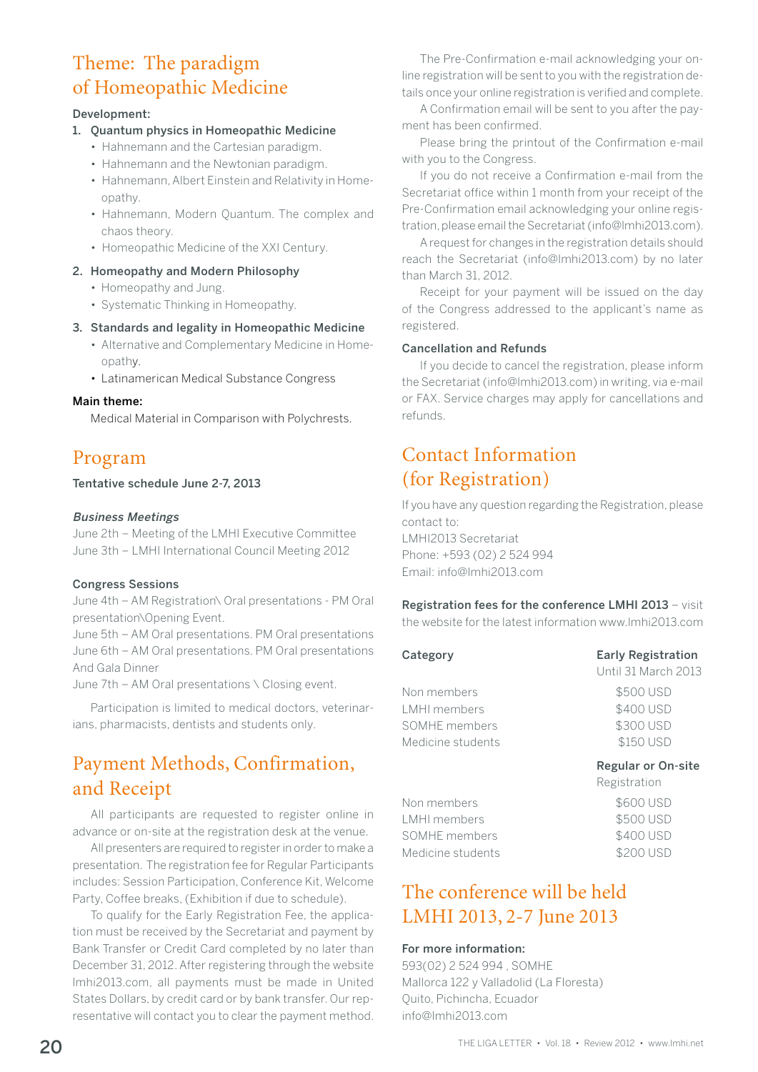## Theme: The paradigm of Homeopathic Medicine

**Development:**

1. **Quantum physics in Homeopathic Medicine**
   - Hahnemann and the Cartesian paradigm.
   - Hahnemann and the Newtonian paradigm.
   - Hahnemann, Albert Einstein and Relativity in Homeopathy.
   - Hahnemann, Modern Quantum. The complex and chaos theory.
   - Homeopathic Medicine of the XXI Century.
2. **Homeopathy and Modern Philosophy**
   - Homeopathy and Jung.
   - Systematic Thinking in Homeopathy.
3. **Standards and legality in Homeopathic Medicine**
   - Alternative and Complementary Medicine in Homeopathy.
   - Latinamerican Medical Substance Congress

**Main theme:**

Medical Material in Comparison with Polychrests.

## Program

**Tentative schedule June 2-7, 2013**

***Business Meetings***

June 2th – Meeting of the LMHI Executive Committee
June 3th – LMHI International Council Meeting 2012

**Congress Sessions**

June 4th – AM Registration\ Oral presentations - PM Oral presentation\Opening Event.
June 5th – AM Oral presentations. PM Oral presentations
June 6th – AM Oral presentations. PM Oral presentations And Gala Dinner
June 7th – AM Oral presentations \ Closing event.

Participation is limited to medical doctors, veterinarians, pharmacists, dentists and students only.

## Payment Methods, Confirmation, and Receipt

All participants are requested to register online in advance or on-site at the registration desk at the venue.

All presenters are required to register in order to make a presentation. The registration fee for Regular Participants includes: Session Participation, Conference Kit, Welcome Party, Coffee breaks, (Exhibition if due to schedule).

To qualify for the Early Registration Fee, the application must be received by the Secretariat and payment by Bank Transfer or Credit Card completed by no later than December 31, 2012. After registering through the website lmhi2013.com, all payments must be made in United States Dollars, by credit card or by bank transfer. Our representative will contact you to clear the payment method.

The Pre-Confirmation e-mail acknowledging your online registration will be sent to you with the registration details once your online registration is verified and complete.

A Confirmation email will be sent to you after the payment has been confirmed.

Please bring the printout of the Confirmation e-mail with you to the Congress.

If you do not receive a Confirmation e-mail from the Secretariat office within 1 month from your receipt of the Pre-Confirmation email acknowledging your online registration, please email the Secretariat (info@lmhi2013.com).

A request for changes in the registration details should reach the Secretariat (info@lmhi2013.com) by no later than March 31, 2012.

Receipt for your payment will be issued on the day of the Congress addressed to the applicant's name as registered.

**Cancellation and Refunds**

If you decide to cancel the registration, please inform the Secretariat (info@lmhi2013.com) in writing, via e-mail or FAX. Service charges may apply for cancellations and refunds.

## Contact Information (for Registration)

If you have any question regarding the Registration, please contact to:
LMHI2013 Secretariat
Phone: +593 (02) 2 524 994
Email: info@lmhi2013.com

**Registration fees for the conference LMHI 2013** – visit the website for the latest information www.lmhi2013.com

| Category | Early Registration Until 31 March 2013 |
|---|---|
| Non members | $500 USD |
| LMHI members | $400 USD |
| SOMHE members | $300 USD |
| Medicine students | $150 USD |
| | **Regular or On-site** Registration |
| Non members | $600 USD |
| LMHI members | $500 USD |
| SOMHE members | $400 USD |
| Medicine students | $200 USD |

## The conference will be held LMHI 2013, 2-7 June 2013

**For more information:**

593(02) 2 524 994 , SOMHE
Mallorca 122 y Valladolid (La Floresta)
Quito, Pichincha, Ecuador
info@lmhi2013.com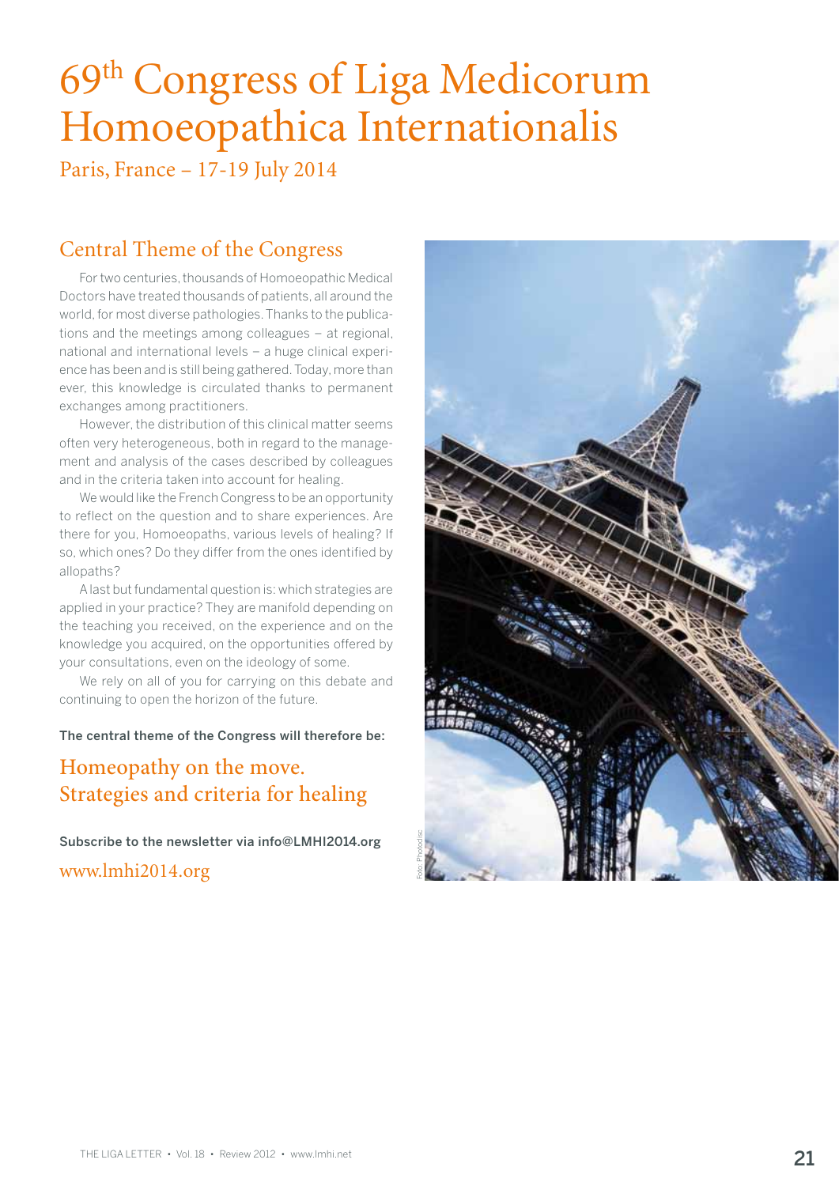# 69th Congress of Liga Medicorum Homoeopathica Internationalis

Paris, France – 17-19 July 2014

## Central Theme of the Congress

For two centuries, thousands of Homoeopathic Medical Doctors have treated thousands of patients, all around the world, for most diverse pathologies. Thanks to the publications and the meetings among colleagues – at regional, national and international levels – a huge clinical experience has been and is still being gathered. Today, more than ever, this knowledge is circulated thanks to permanent exchanges among practitioners.

However, the distribution of this clinical matter seems often very heterogeneous, both in regard to the management and analysis of the cases described by colleagues and in the criteria taken into account for healing.

We would like the French Congress to be an opportunity to reflect on the question and to share experiences. Are there for you, Homoeopaths, various levels of healing? If so, which ones? Do they differ from the ones identified by allopaths?

A last but fundamental question is: which strategies are applied in your practice? They are manifold depending on the teaching you received, on the experience and on the knowledge you acquired, on the opportunities offered by your consultations, even on the ideology of some.

We rely on all of you for carrying on this debate and continuing to open the horizon of the future.

**The central theme of the Congress will therefore be:**

## Homeopathy on the move. Strategies and criteria for healing

**Subscribe to the newsletter via info@LMHI2014.org**

www.lmhi2014.org

Foto: Photodisc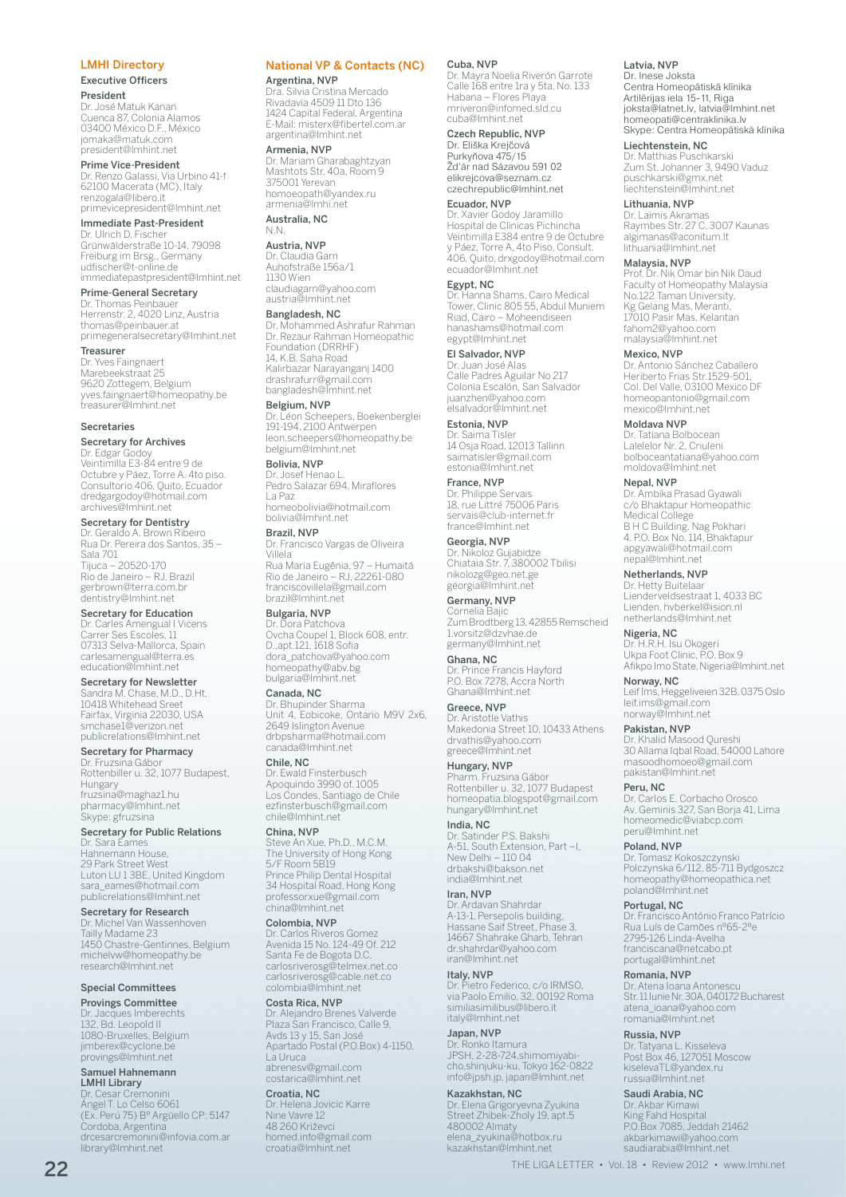## LMHI Directory

### Executive Officers

**President**
Dr. José Matuk Kanan
Cuenca 87, Colonia Alamos
03400 México D.F., México
jomaka@matuk.com
president@lmhint.net

**Prime Vice-President**
Dr. Renzo Galassi, Via Urbino 41-f
62100 Macerata (MC), Italy
renzogala@libero.it
primevicepresident@lmhint.net

**Immediate Past-President**
Dr. Ulrich D. Fischer
Grünwälderstraße 10-14, 79098
Freiburg im Brsg., Germany
udfischer@t-online.de
immediatepastpresident@lmhint.net

**Prime-General Secretary**
Dr. Thomas Peinbauer
Herrenstr. 2, 4020 Linz, Austria
thomas@peinbauer.at
primegeneralsecretary@lmhint.net

**Treasurer**
Dr. Yves Faingnaert
Marebeekstraat 25
9620 Zottegem, Belgium
yves.faingnaert@homeopathy.be
treasurer@lmhint.net

### Secretaries

**Secretary for Archives**
Dr. Edgar Godoy
Veintimilla E3-84 entre 9 de Octubre y Páez, Torre A. 4to piso. Consultorio 406. Quito, Ecuador
dredgargodoy@hotmail.com
archives@lmhint.net

**Secretary for Dentistry**
Dr. Geraldo A. Brown Ribeiro
Rua Dr. Pereira dos Santos, 35 – Sala 701
Tijuca – 20520-170
Rio de Janeiro – RJ, Brazil
gerbrown@terra.com.br
dentistry@lmhint.net

**Secretary for Education**
Dr. Carles Amengual I Vicens
Carrer Ses Escoles, 11
07313 Selva-Mallorca, Spain
carlesamengual@terra.es
education@lmhint.net

**Secretary for Newsletter**
Sandra M. Chase, M.D., D.Ht.
10418 Whitehead Sreet
Fairfax, Virginia 22030, USA
smchase1@verizon.net
publicrelations@lmhint.net

**Secretary for Pharmacy**
Dr. Fruzsina Gábor
Rottenbiller u. 32, 1077 Budapest, Hungary
fruzsina@maghaz1.hu
pharmacy@lmhint.net
Skype: gfruzsina

**Secretary for Public Relations**
Dr. Sara Eames
Hahnemann House,
29 Park Street West
Luton LU 1 3BE, United Kingdom
sara_eames@hotmail.com
publicrelations@lmhint.net

**Secretary for Research**
Dr. Michel Van Wassenhoven
Tailly Madame 23
1450 Chastre-Gentinnes, Belgium
michelvw@homeopathy.be
research@lmhint.net

### Special Committees

**Provings Committee**
Dr. Jacques Imberechts
132, Bd. Leopold II
1080-Bruxelles, Belgium
jimberex@cyclone.be
provings@lmhint.net

**Samuel Hahnemann LMHI Library**
Dr. Cesar Cremonini
Ángel T. Lo Celso 6061
(Ex. Perú 75) Bº Argüello CP: 5147
Cordoba, Argentina
drcesarcremonini@infovia.com.ar
library@lmhint.net

## National VP & Contacts (NC)

**Argentina, NVP**
Dra. Silvia Cristina Mercado
Rivadavia 4509 11 Dto 136
1424 Capital Federal, Argentina
E-Mail: misterx@fibertel.com.ar
argentina@lmhint.net

**Armenia, NVP**
Dr. Mariam Gharabaghtzyan
Mashtots Str. 40a, Room 9
375001 Yerevan
homoeopath@yandex.ru
armenia@lmhi.net

**Australia, NC**
N.N.

**Austria, NVP**
Dr. Claudia Garn
Auhofstraße 156a/1
1130 Wien
claudiagarn@yahoo.com
austria@lmhint.net

**Bangladesh, NC**
Dr. Mohammed Ashrafur Rahman
Dr. Rezaur Rahman Homeopathic Foundation (DRRHF)
14, K.B. Saha Road
Kalirbazar Narayanganj 1400
drashrafurr@gmail.com
bangladesh@lmhint.net

**Belgium, NVP**
Dr. Léon Scheepers, Boekenberglei 191-194, 2100 Antwerpen
leon.scheepers@homeopathy.be
belgium@lmhint.net

**Bolivia, NVP**
Dr. Josef Henao L.
Pedro Salazar 694, Miraflores
La Paz
homeobolivia@hotmail.com
bolivia@lmhint.net

**Brazil, NVP**
Dr. Francisco Vargas de Oliveira Villela
Rua Maria Eugênia, 97 – Humaitá
Rio de Janeiro – RJ, 22261-080
franciscovillela@gmail.com
brazil@lmhint.net

**Bulgaria, NVP**
Dr. Dora Patchova
Ovcha Coupel 1, Block 608, entr. D.,apt.121, 1618 Sofia
dora_patchova@yahoo.com
homeopathy@abv.bg
bulgaria@lmhint.net

**Canada, NC**
Dr. Bhupinder Sharma
Unit 4, Eobicoke, Ontario M9V 2x6, 2649 Islington Avenue
drbpsharma@hotmail.com
canada@lmhint.net

**Chile, NC**
Dr. Ewald Finsterbusch
Apoquindo 3990 of. 1005
Los Condes, Santiago de Chile
ezfinsterbusch@gmail.com
chile@lmhint.net

**China, NVP**
Steve An Xue, Ph.D., M.C.M.
The University of Hong Kong
5/F Room 5B19
Prince Philip Dental Hospital
34 Hospital Road, Hong Kong
professorxue@gmail.com
china@lmhint.net

**Colombia, NVP**
Dr. Carlos Riveros Gomez
Avenida 15 No. 124-49 Of. 212
Santa Fe de Bogota D.C.
carlosriverosg@telmex.net.co
carlosriverosg@cable.net.co
colombia@lmhint.net

**Costa Rica, NVP**
Dr. Alejandro Brenes Valverde
Plaza San Francisco, Calle 9, Avds 13 y 15, San José
Apartado Postal (P.O.Box) 4-1150, La Uruca
abrenesv@gmail.com
costarica@lmhint.net

**Croatia, NC**
Dr. Helena Jovicic Karre
Nine Vavre 12
48 260 Križevci
homed.info@gmail.com
croatia@lmhint.net

**Cuba, NVP**
Dr. Mayra Noelia Riverón Garrote
Calle 168 entre 1ra y 5ta, No. 133
Habana – Flores Playa
mriveron@infomed.sld.cu
cuba@lmhint.net

**Czech Republic, NVP**
Dr. Eliška Krejčová
Purkyňova 475/15
Žďár nad Sázavou 591 02
elikrejcova@seznam.cz
czechrepublic@lmhint.net

**Ecuador, NVP**
Dr. Xavier Godoy Jaramillo
Hospital de Clinicas Pichincha
Veintimilla E384 entre 9 de Octubre y Páez, Torre A, 4to Piso, Consult. 406, Quito, drxgodoy@hotmail.com
ecuador@lmhint.net

**Egypt, NC**
Dr. Hanna Shams, Cairo Medical Tower, Clinic 805 55, Abdul Muniem Riad, Cairo – Moheendiseen
hanashams@hotmail.com
egypt@lmhint.net

**El Salvador, NVP**
Dr. Juan José Alas
Calle Padres Aguilar No 217
Colonia Escalón, San Salvador
juanzhen@yahoo.com
elsalvador@lmhint.net

**Estonia, NVP**
Dr. Saima Tisler
14 Osja Road, 12013 Tallinn
saimatisler@gmail.com
estonia@lmhint.net

**France, NVP**
Dr. Philippe Servais
18, rue Littré 75006 Paris
servais@club-internet.fr
france@lmhint.net

**Georgia, NVP**
Dr. Nikoloz Gujabidze
Chiataia Str. 7, 380002 Tbilisi
nikolozg@geo.net.ge
georgia@lmhint.net

**Germany, NVP**
Cornelia Bajic
Zum Brodtberg 13, 42855 Remscheid
1.vorsitz@dzvhae.de
germany@lmhint.net

**Ghana, NC**
Dr. Prince Francis Hayford
P.O. Box 7278, Accra North
Ghana@lmhint.net

**Greece, NVP**
Dr. Aristotle Vathis
Makedonia Street 10, 10433 Athens
drvathis@yahoo.com
greece@lmhint.net

**Hungary, NVP**
Pharm. Fruzsina Gábor
Rottenbiller u. 32, 1077 Budapest
homeopatia.blogspot@gmail.com
hungary@lmhint.net

**India, NC**
Dr. Satinder P.S. Bakshi
A-51, South Extension, Part –I, New Delhi – 110 04
drbakshi@bakson.net
india@lmhint.net

**Iran, NVP**
Dr. Ardavan Shahrdar
A-13-1, Persepolis building, Hassane Saif Street, Phase 3, 14667 Shahrake Gharb, Tehran
dr.shahrdar@yahoo.com
iran@lmhint.net

**Italy, NVP**
Dr. Pietro Federico, c/o IRMSO, via Paolo Emilio, 32, 00192 Roma
similiasimilibus@libero.it
italy@lmhint.net

**Japan, NVP**
Dr. Ronko Itamura
JPSH, 2-28-724,shimomiyabi-cho,shinjuku-ku, Tokyo 162-0822
info@jpsh.jp, japan@lmhint.net

**Kazakhstan, NC**
Dr. Elena Grigoryevna Zyukina
Street Zhibek-Zholy 19, apt.5
480002 Almaty
elena_zyukina@hotbox.ru
kazakhstan@lmhint.net

**Latvia, NVP**
Dr. Inese Joksta
Centra Homeopātiskā klīnika
Artilērijas iela 15-11, Riga
joksta@latnet.lv, latvia@lmhint.net
homeopati@centraklinika.lv
Skype: Centra Homeopātiskā klīnika

**Liechtenstein, NC**
Dr. Matthias Puschkarski
Zum St. Johanner 3, 9490 Vaduz
puschkarski@gmx.net
liechtenstein@lmhint.net

**Lithuania, NVP**
Dr. Laimis Akramas
Raymbes Str. 27 C, 3007 Kaunas
algimanas@aconitum.lt
lithuania@lmhint.net

**Malaysia, NVP**
Prof. Dr. Nik Omar bin Nik Daud
Faculty of Homeopathy Malaysia
No.122 Taman University, Kg Gelang Mas, Meranti, 17010 Pasir Mas, Kelantan
fahom2@yahoo.com
malaysia@lmhint.net

**Mexico, NVP**
Dr. Antonio Sánchez Caballero
Heriberto Frias Str.1529-501, Col. Del Valle, 03100 Mexico DF
homeopantonio@gmail.com
mexico@lmhint.net

**Moldava NVP**
Dr. Tatiana Bolbocean
Lalelelor Nr. 2, Criuleni
bolboceantatiana@yahoo.com
moldova@lmhint.net

**Nepal, NVP**
Dr. Ambika Prasad Gyawali
c/o Bhaktapur Homeopathic Medical College
B H C Building. Nag Pokhari
4. P.O. Box No. 114, Bhaktapur
apgyawali@hotmail.com
nepal@lmhint.net

**Netherlands, NVP**
Dr. Hetty Buitelaar
Lienderveldsestraat 1, 4033 BC Lienden, hvberkel@ision.nl
netherlands@lmhint.net

**Nigeria, NC**
Dr. H.R.H. Isu Okogeri
Ukpa Foot Clinic, P.O. Box 9
Afikpo Imo State, Nigeria@lmhint.net

**Norway, NC**
Leif Ims, Heggeliveien 32B, 0375 Oslo
leif.ims@gmail.com
norway@lmhint.net

**Pakistan, NVP**
Dr. Khalid Masood Qureshi
30 Allama Iqbal Road, 54000 Lahore
masoodhomoeo@gmail.com
pakistan@lmhint.net

**Peru, NC**
Dr. Carlos E. Corbacho Orosco
Av. Geminis 327, San Borja 41, Lima
homeomedic@viabcp.com
peru@lmhint.net

**Poland, NVP**
Dr. Tomasz Kokoszczynski
Polczynska 6/112, 85-711 Bydgoszcz
homeopathy@homeopathica.net
poland@lmhint.net

**Portugal, NC**
Dr. Francisco António Franco Patrício
Rua Luís de Camões nº65-2ºe
2795-126 Linda-Avelha
franciscana@netcabo.pt
portugal@lmhint.net

**Romania, NVP**
Dr. Atena Ioana Antonescu
Str. 11 Iunie Nr. 30A, 040172 Bucharest
atena_ioana@yahoo.com
romania@lmhint.net

**Russia, NVP**
Dr. Tatyana L. Kisseleva
Post Box 46, 127051 Moscow
kiselevaTL@yandex.ru
russia@lmhint.net

**Saudi Arabia, NC**
Dr. Akbar Kimawi
King Fahd Hospital
P.O.Box 7085, Jeddah 21462
akbarkimawi@yahoo.com
saudiarabia@lmhint.net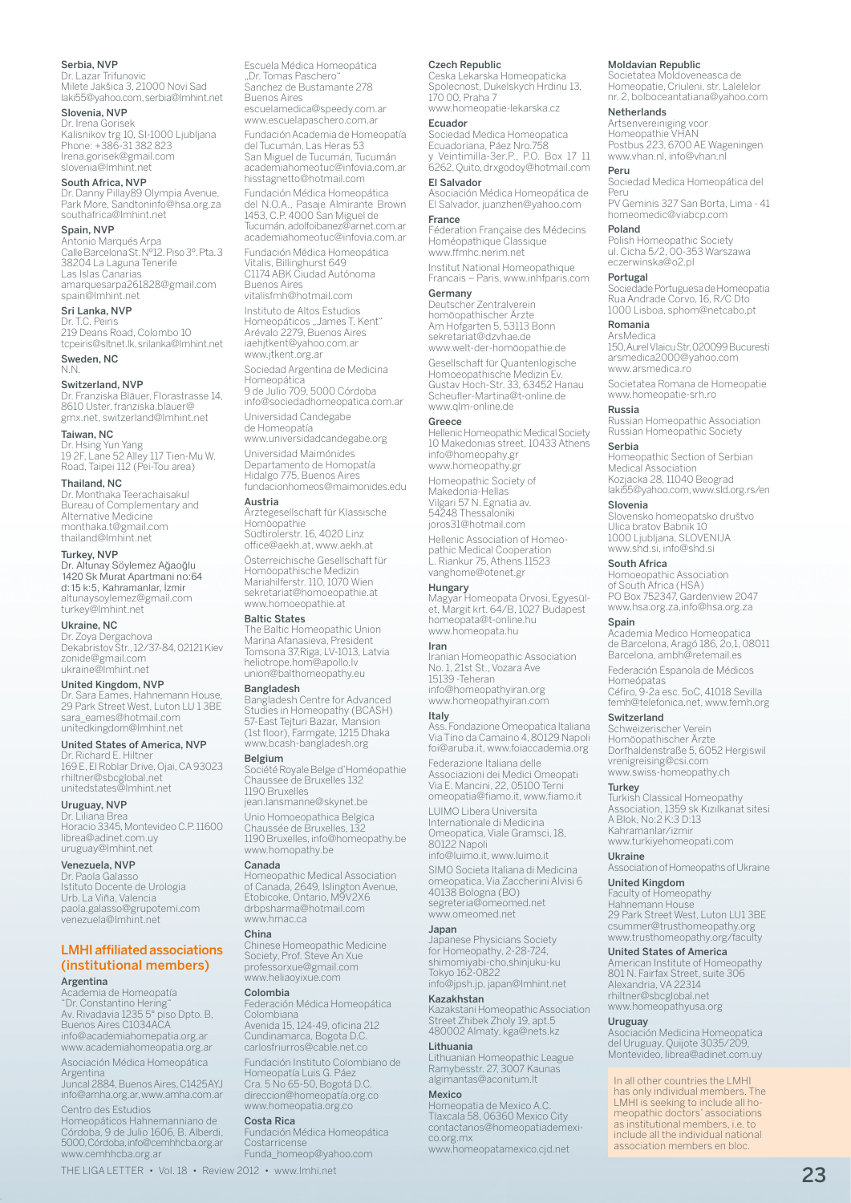**Serbia, NVP**
Dr. Lazar Trifunovic
Milete Jakšica 3, 21000 Novi Sad
laki55@yahoo.com, serbia@lmhint.net

**Slovenia, NVP**
Dr. Irena Gorisek
Kalisnikov trg 10, SI-1000 Ljubljana
Phone: +386-31 382 823
Irena.gorisek@gmail.com
slovenia@lmhint.net

**South Africa, NVP**
Dr. Danny Pillay89 Olympia Avenue, Park More, Sandtoninfo@hsa.org.za
southafrica@lmhint.net

**Spain, NVP**
Antonio Marqués Arpa
Calle Barcelona St. Nº12. Piso 3º. Pta. 3
38204 La Laguna Tenerife
Las Islas Canarias
amarquesarpa261828@gmail.com
spain@lmhint.net

**Sri Lanka, NVP**
Dr. T.C. Peiris
219 Deans Road, Colombo 10
tcpeiris@sltnet.lk, srilanka@lmhint.net

**Sweden, NC**
N.N.

**Switzerland, NVP**
Dr. Franziska Bläuer, Florastrasse 14, 8610 Uster, franziska.blauer@gmx.net, switzerland@lmhint.net

**Taiwan, NC**
Dr. Hsing Yun Yang
19 2F, Lane 52 Alley 117 Tien-Mu W. Road, Taipei 112 (Pei-Tou area)

**Thailand, NC**
Dr. Monthaka Teerachaisakul
Bureau of Complementary and Alternative Medicine
monthaka.t@gmail.com
thailand@lmhint.net

**Turkey, NVP**
Dr. Altunay Söylemez Ağaoğlu
1420 Sk Murat Apartmani no:64 d: 15 k:5, Kahramanlar, İzmir
altunaysoylemez@gmail.com
turkey@lmhint.net

**Ukraine, NC**
Dr. Zoya Dergachova
Dekabristov Str., 12/37-84, 02121 Kiev
zonide@gmail.com
ukraine@lmhint.net

**United Kingdom, NVP**
Dr. Sara Eames, Hahnemann House, 29 Park Street West, Luton LU 1 3BE
sara_eames@hotmail.com
unitedkingdom@lmhint.net

**United States of America, NVP**
Dr. Richard E. Hiltner
169 E. El Roblar Drive, Ojai, CA 93023
rhiltner@sbcglobal.net
unitedstates@lmhint.net

**Uruguay, NVP**
Dr. Liliana Brea
Horacio 3345, Montevideo C.P. 11600
librea@adinet.com.uy
uruguay@lmhint.net

**Venezuela, NVP**
Dr. Paola Galasso
Istituto Docente de Urologia
Urb. La Viña, Valencia
paola.galasso@grupotemi.com
venezuela@lmhint.net

## LMHI affiliated associations (institutional members)

**Argentina**

Academia de Homeopatía "Dr. Constantino Hering"
Av. Rivadavia 1235 5° piso Dpto. B, Buenos Aires C1034ACA
info@academiahomepatia.org.ar
www.academiahomeopatia.org.ar

Asociación Médica Homeopática Argentina
Juncal 2884, Buenos Aires, C1425AYJ
info@amha.org.ar, www.amha.com.ar

Centro des Estudios Homeopáticos Hahnemanniano de Córdoba, 9 de Julio 1606, B. Alberdi, 5000, Córdoba, info@cemhhcba.org.ar
www.cemhhcba.org.ar

Escuela Médica Homeopática „Dr. Tomas Paschero"
Sanchez de Bustamante 278
Buenos Aires
escuelamedica@speedy.com.ar
www.escuelapaschero.com.ar

Fundación Academia de Homeopatía del Tucumán, Las Heras 53
San Miguel de Tucumán, Tucumán
academiahomeotuc@infovia.com.ar
hisstagnetto@hotmail.com

Fundación Médica Homeopática del N.O.A., Pasaje Almirante Brown 1453, C.P. 4000 San Miguel de Tucumán, adolfoibanez@arnet.com.ar
academiahomeotuc@infovia.com.ar

Fundación Médica Homeopática Vitalis, Billinghurst 649
C1174 ABK Ciudad Autónoma Buenos Aires
vitalisfmh@hotmail.com

Instituto de Altos Estudios Homeopáticos „James T. Kent"
Arévalo 2279, Buenos Aires
iaehjtkent@yahoo.com.ar
www.jtkent.org.ar

Sociedad Argentina de Medicina Homeopática
9 de Julio 709, 5000 Córdoba
info@sociedadhomeopatica.com.ar

Universidad Candegabe de Homeopatía
www.universidadcandegabe.org

Universidad Maimónides
Departamento de Homopatía
Hidalgo 775, Buenos Aires
fundacionhomeos@maimonides.edu

**Austria**

Ärztegesellschaft für Klassische Homöopathie
Südtirolerstr. 16, 4020 Linz
office@aekh.at, www.aekh.at

Österreichische Gesellschaft für Homöopathische Medizin
Mariahilferstr. 110, 1070 Wien
sekretariat@homoeopathie.at
www.homoeopathie.at

**Baltic States**

The Baltic Homeopathic Union
Marina Afanasieva, President
Tomsona 37,Riga, LV-1013, Latvia
heliotrope.hom@apollo.lv
union@balthomeopathy.eu

**Bangladesh**

Bangladesh Centre for Advanced Studies in Homeopathy (BCASH)
57-East Tejturi Bazar, Mansion (1st floor), Farmgate, 1215 Dhaka
www.bcash-bangladesh.org

**Belgium**

Société Royale Belge d'Homéopathie
Chaussee de Bruxelles 132
1190 Bruxelles
jean.lansmanne@skynet.be

Unio Homoeopathica Belgica
Chaussée de Bruxelles, 132
1190 Bruxelles, info@homeopathy.be
www.homopathy.be

**Canada**

Homeopathic Medical Association of Canada, 2649, Islington Avenue, Etobicoke, Ontario, M9V2X6
drbpsharma@hotmail.com
www.hmac.ca

**China**

Chinese Homeopathic Medicine Society, Prof. Steve An Xue
professorxue@gmail.com
www.heliaoyixue.com

**Colombia**

Federación Médica Homeopática Colombiana
Avenida 15, 124-49, oficina 212
Cundinamarca, Bogota D.C.
carlosfriurros@cable.net.co

Fundación Instituto Colombiano de Homeopatía Luis G. Páez
Cra. 5 No 65-50, Bogotá D.C.
direccion@homeopatía.org.co
www.homeopatia.org.co

**Costa Rica**

Fundación Médica Homeopática Costarricense
Funda_homeop@yahoo.com

**Czech Republic**

Ceska Lekarska Homeopaticka Spolecnost, Dukelskych Hrdinu 13, 170 00, Praha 7
www.homeopatie-lekarska.cz

**Ecuador**

Sociedad Medica Homeopatica Ecuadoriana, Páez Nro.758 y Veintimilla-3er.P., P.O. Box 17 11 6262, Quito, drxgodoy@hotmail.com

**El Salvador**

Asociación Médica Homeopática de El Salvador, juanzhen@yahoo.com

**France**

Féderation Française des Médecins Homéopathique Classique
www.ffmhc.nerim.net

Institut National Homeopathique Francais – Paris, www.inhfparis.com

**Germany**

Deutscher Zentralverein homöopathischer Ärzte
Am Hofgarten 5, 53113 Bonn
sekretariat@dzvhae.de
www.welt-der-homöopathie.de

Gesellschaft für Quantenlogische Homoeopathische Medizin Ev.
Gustav Hoch-Str. 33, 63452 Hanau
Scheufler-Martina@t-online.de
www.qlm-online.de

**Greece**

Hellenic Homeopathic Medical Society
10 Makedonias street, 10433 Athens
info@homeopahy.gr
www.homeopathy.gr

Homeopathic Society of Makedonia-Hellas
Vilgari 57 N. Egnatia av.
54248 Thessaloniki
joros31@hotmail.com

Hellenic Association of Homeopathic Medical Cooperation
L. Riankur 75, Athens 11523
vanghome@otenet.gr

**Hungary**

Magyar Homeopata Orvosi, Egyesület, Margit krt. 64/B, 1027 Budapest
homeopata@t-online.hu
www.homeopata.hu

**Iran**

Iranian Homeopathic Association
No. 1, 21st St., Vozara Ave
15139 -Teheran
info@homeopathyiran.org
www.homeopathyiran.com

**Italy**

Ass. Fondazione Omeopatica Italiana
Via Tino da Camaino 4, 80129 Napoli
foi@aruba.it, www.foiaccademia.org

Federazione Italiana delle Associazioni dei Medici Omeopati
Via E. Mancini, 22, 05100 Terni
omeopatia@fiamo.it, www.fiamo.it

LUIMO Libera Universita Internationale di Medicina Omeopatica, Viale Gramsci, 18, 80122 Napoli
info@luimo.it, www.luimo.it

SIMO Societa Italiana di Medicina omeopatica, Via Zaccherini Alvisi 6
40138 Bologna (BO)
segreteria@omeomed.net
www.omeomed.net

**Japan**

Japanese Physicians Society for Homeopathy, 2-28-724, shimomiyabi-cho,shinjuku-ku
Tokyo 162-0822
info@jpsh.jp, japan@lmhint.net

**Kazakhstan**

Kazakstani Homeopathic Association
Street Zhibek Zholy 19, apt.5
480002 Almaty, kga@nets.kz

**Lithuania**

Lithuanian Homeopathic League
Ramybesstr. 27, 3007 Kaunas
algimantas@aconitum.lt

**Mexico**

Homeopatia de Mexico A.C.
Tlaxcala 58, 06360 Mexico City
contactanos@homeopatiademexico.org.mx
www.homeopatamexico.cjd.net

**Moldavian Republic**

Societatea Moldoveneasca de Homeopatie, Criuleni, str. Lalelelor nr. 2, bolboceantatiana@yahoo.com

**Netherlands**

Artsenvereiniging voor Homeopathie VHAN
Postbus 223, 6700 AE Wageningen
www.vhan.nl, info@vhan.nl

**Peru**

Sociedad Medica Homeopática del Peru
PV Geminis 327 San Borta, Lima - 41
homeomedic@viabcp.com

**Poland**

Polish Homeopathic Society
ul. Cicha 5/2, 00-353 Warszawa
eczerwinska@o2.pl

**Portugal**

Sociedade Portuguesa de Homeopatia
Rua Andrade Corvo, 16, R/C Dto
1000 Lisboa, sphom@netcabo.pt

**Romania**

ArsMedica
150, Aurel Vlaicu Str, 020099 Bucuresti
arsmedica2000@yahoo.com
www.arsmedica.ro

Societatea Romana de Homeopatie
www.homeopatie-srh.ro

**Russia**

Russian Homeopathic Association
Russian Homeopathic Society

**Serbia**

Homeopathic Section of Serbian Medical Association
Kozjacka 28, 11040 Beograd
laki55@yahoo.com, www.sld.org.rs/en

**Slovenia**

Slovensko homeopatsko društvo
Ulica bratov Babnik 10
1000 Ljubljana, SLOVENIJA
www.shd.si, info@shd.si

**South Africa**

Homoeopathic Association of South Africa (HSA)
PO Box 752347, Gardenview 2047
www.hsa.org.za,info@hsa.org.za

**Spain**

Academia Medico Homeopatica de Barcelona, Aragó 186, 2o,1, 08011 Barcelona, ambh@retemail.es

Federación Espanola de Médicos Homeópatas
Céfiro, 9-2a esc. 5oC, 41018 Sevilla
femh@telefonica.net, www.femh.org

**Switzerland**

Schweizerischer Verein Homöopathischer Ärzte
Dorfhaldenstraße 5, 6052 Hergiswil
vrenigreising@csi.com
www.swiss-homeopathy.ch

**Turkey**

Turkish Classical Homeopathy Association, 1359 sk Kızılkanat sitesi A Blok, No:2 K:3 D:13
Kahramanlar/izmir
www.turkiyehomeopati.com

**Ukraine**

Association of Homeopaths of Ukraine

**United Kingdom**

Faculty of Homeopathy
Hahnemann House
29 Park Street West, Luton LU1 3BE
csummer@trusthomeopathy.org
www.trusthomeopathy.org/faculty

**United States of America**

American Institute of Homeopathy
801 N. Fairfax Street, suite 306
Alexandria, VA 22314
rhiltner@sbcglobal.net
www.homeopathyusa.org

**Uruguay**

Asociación Medicina Homeopatica del Uruguay, Quijote 3035/209, Montevideo, librea@adinet.com.uy

In all other countries the LMHI has only individual members. The LMHI is seeking to include all homeopathic doctors' associations as institutional members, i.e. to include all the individual national association members en bloc.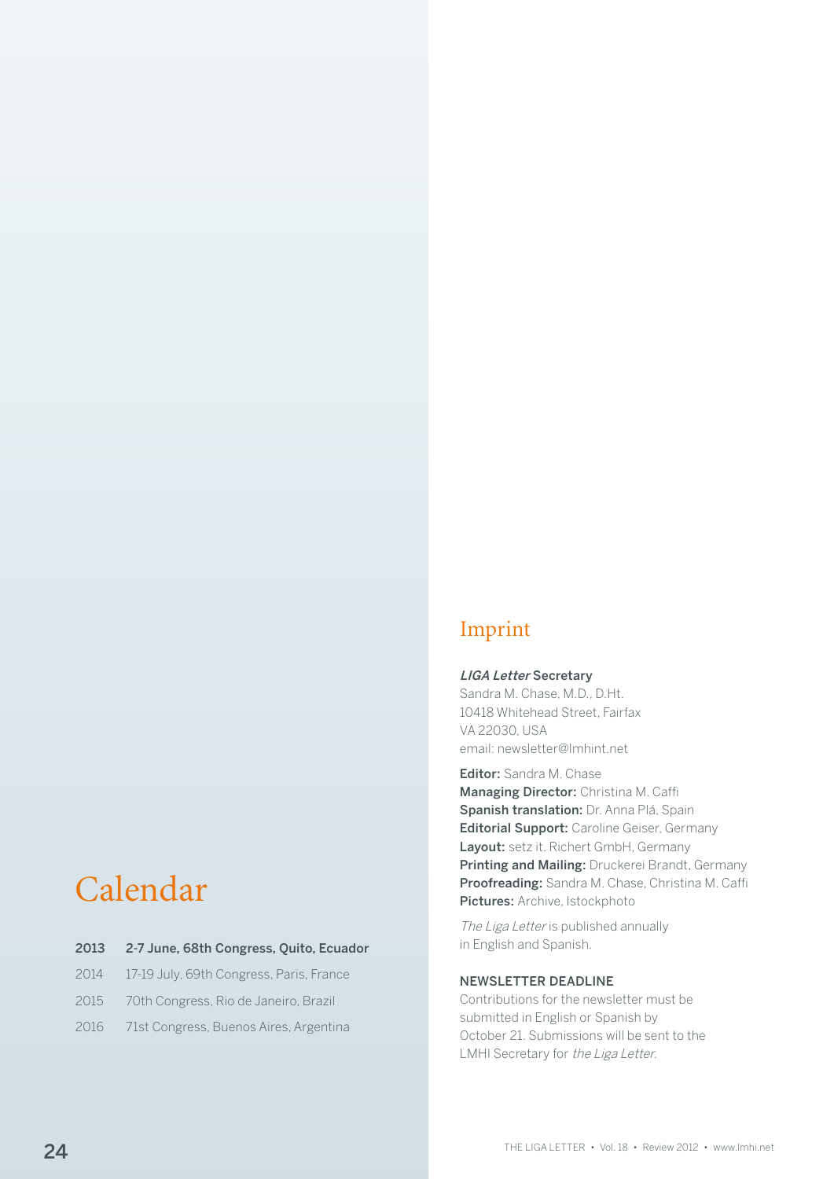# Imprint

***LIGA Letter* Secretary**
Sandra M. Chase, M.D., D.Ht.
10418 Whitehead Street, Fairfax
VA 22030, USA
email: newsletter@lmhint.net

**Editor:** Sandra M. Chase
**Managing Director:** Christina M. Caffi
**Spanish translation:** Dr. Anna Plá, Spain
**Editorial Support:** Caroline Geiser, Germany
**Layout:** setz it. Richert GmbH, Germany
**Printing and Mailing:** Druckerei Brandt, Germany
**Proofreading:** Sandra M. Chase, Christina M. Caffi
**Pictures:** Archive, Istockphoto

*The Liga Letter* is published annually in English and Spanish.

## NEWSLETTER DEADLINE

Contributions for the newsletter must be submitted in English or Spanish by October 21. Submissions will be sent to the LMHI Secretary for *the Liga Letter*.

# Calendar

| | |
|---|---|
| **2013** | **2-7 June, 68th Congress, Quito, Ecuador** |
| 2014 | 17-19 July, 69th Congress, Paris, France |
| 2015 | 70th Congress, Rio de Janeiro, Brazil |
| 2016 | 71st Congress, Buenos Aires, Argentina |